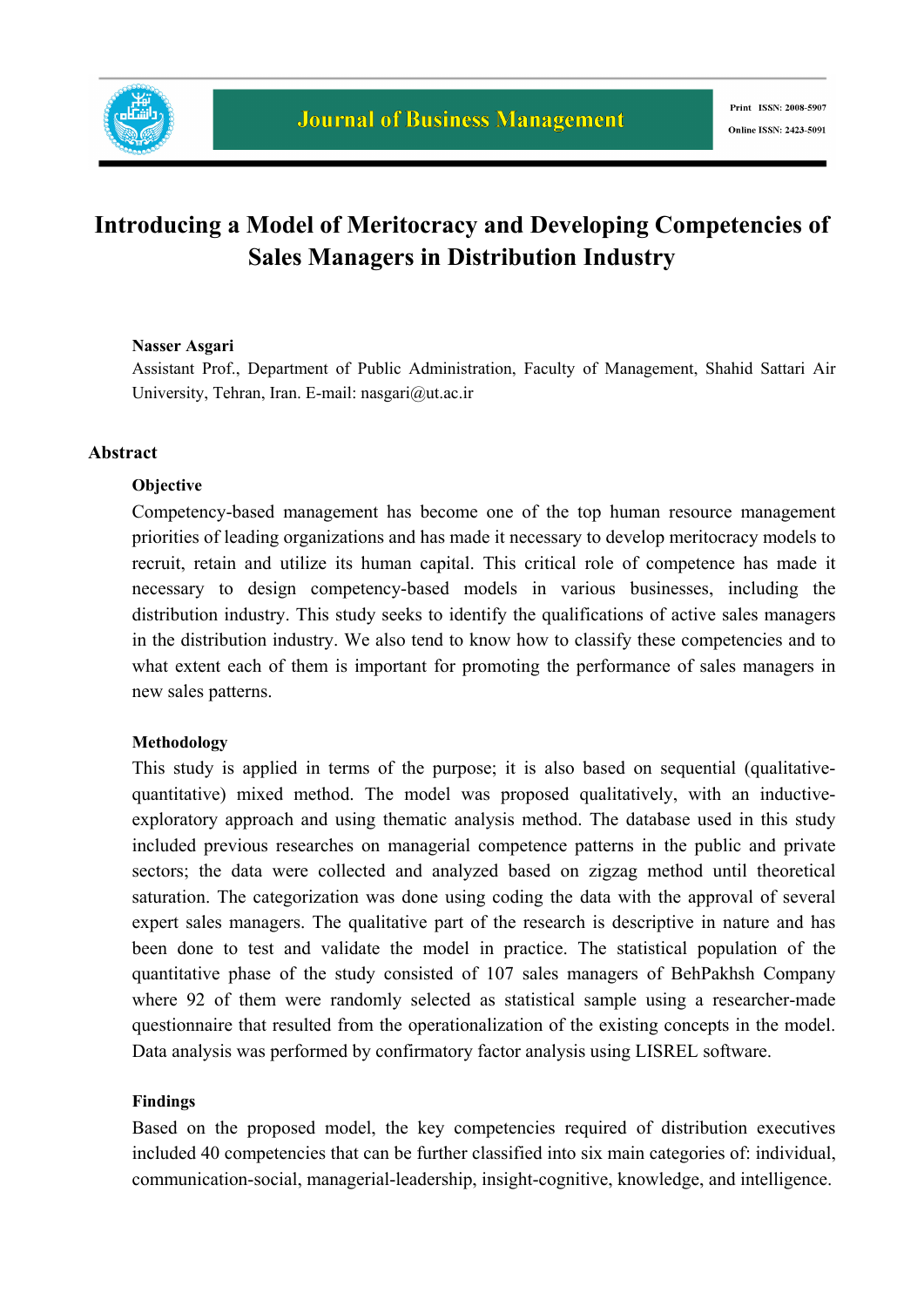# Introducing a Model of Meritocracy and Developing Competencies of Sales Managers in Distribution Industry

**Nasser Asgari**

Assistant Prof., Department of Public Administration, Faculty of Management, Shahid Sattari Air University, Tehran, Iran. E-mail: nasgari@ut.ac.ir

## Abstract

### Objective

Competency-based management has become one of the top human resource management priorities of leading organizations and has made it necessary to develop meritocracy models to recruit, retain and utilize its human capital. This critical role of competence has made it necessary to design competency-based models in various businesses, including the distribution industry. This study seeks to identify the qualifications of active sales managers in the distribution industry. We also tend to know how to classify these competencies and to what extent each of them is important for promoting the performance of sales managers in new sales patterns.

### Methodology

This study is applied in terms of the purpose; it is also based on sequential (qualitative-quantitative) mixed method. The model was proposed qualitatively, with an inductive-exploratory approach and using thematic analysis method. The database used in this study included previous researches on managerial competence patterns in the public and private sectors; the data were collected and analyzed based on zigzag method until theoretical saturation. The categorization was done using coding the data with the approval of several expert sales managers. The qualitative part of the research is descriptive in nature and has been done to test and validate the model in practice. The statistical population of the quantitative phase of the study consisted of 107 sales managers of BehPakhsh Company where 92 of them were randomly selected as statistical sample using a researcher-made questionnaire that resulted from the operationalization of the existing concepts in the model. Data analysis was performed by confirmatory factor analysis using LISREL software.

### Findings

Based on the proposed model, the key competencies required of distribution executives included 40 competencies that can be further classified into six main categories of: individual, communication-social, managerial-leadership, insight-cognitive, knowledge, and intelligence.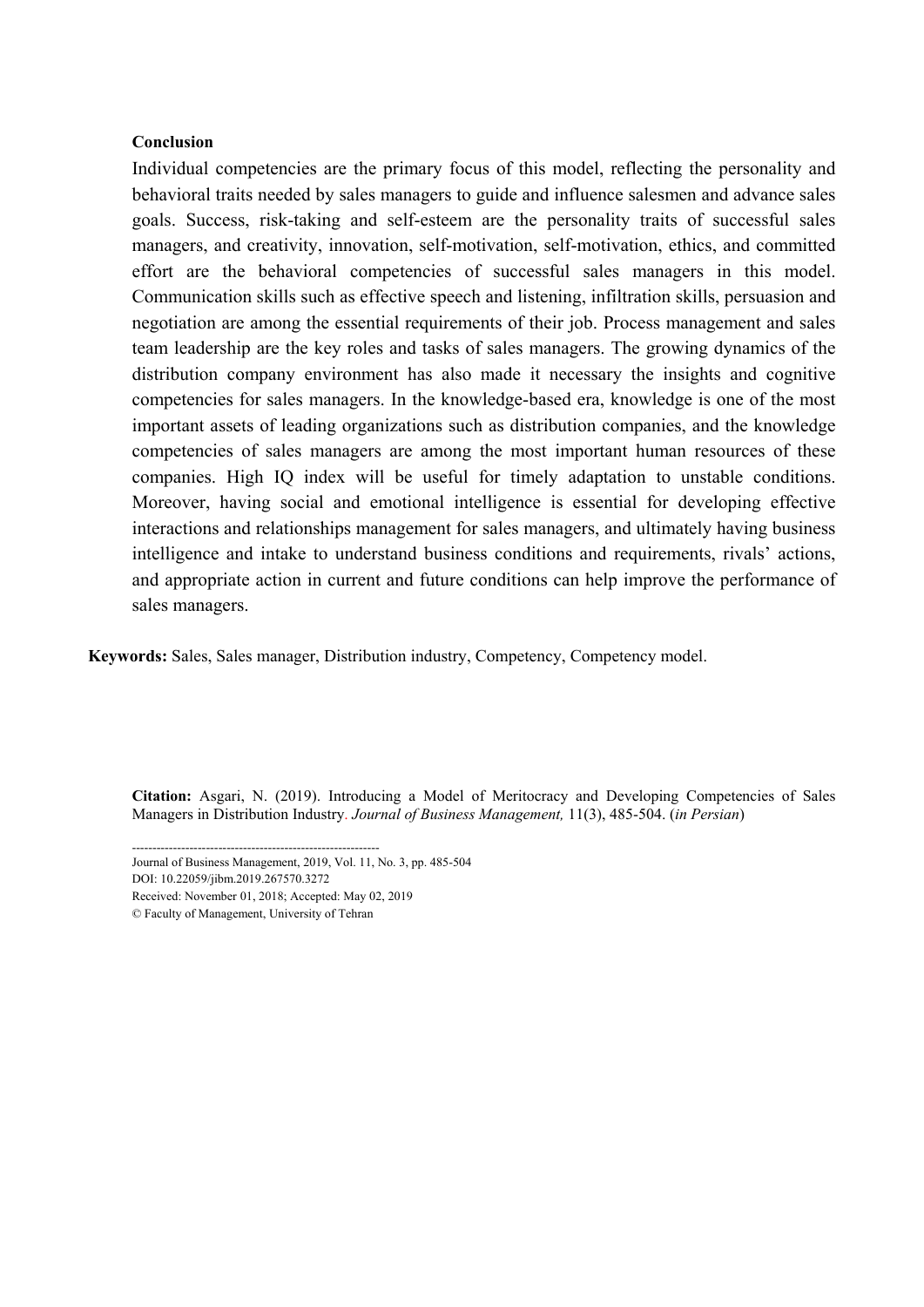**Conclusion**

Individual competencies are the primary focus of this model, reflecting the personality and behavioral traits needed by sales managers to guide and influence salesmen and advance sales goals. Success, risk-taking and self-esteem are the personality traits of successful sales managers, and creativity, innovation, self-motivation, self-motivation, ethics, and committed effort are the behavioral competencies of successful sales managers in this model. Communication skills such as effective speech and listening, infiltration skills, persuasion and negotiation are among the essential requirements of their job. Process management and sales team leadership are the key roles and tasks of sales managers. The growing dynamics of the distribution company environment has also made it necessary the insights and cognitive competencies for sales managers. In the knowledge-based era, knowledge is one of the most important assets of leading organizations such as distribution companies, and the knowledge competencies of sales managers are among the most important human resources of these companies. High IQ index will be useful for timely adaptation to unstable conditions. Moreover, having social and emotional intelligence is essential for developing effective interactions and relationships management for sales managers, and ultimately having business intelligence and intake to understand business conditions and requirements, rivals' actions, and appropriate action in current and future conditions can help improve the performance of sales managers.

**Keywords:** Sales, Sales manager, Distribution industry, Competency, Competency model.

**Citation:** Asgari, N. (2019). Introducing a Model of Meritocracy and Developing Competencies of Sales Managers in Distribution Industry. *Journal of Business Management,* 11(3), 485-504. (*in Persian*)

------------------------------------------------------------

Journal of Business Management, 2019, Vol. 11, No. 3, pp. 485-504

DOI: 10.22059/jibm.2019.267570.3272

Received: November 01, 2018; Accepted: May 02, 2019

© Faculty of Management, University of Tehran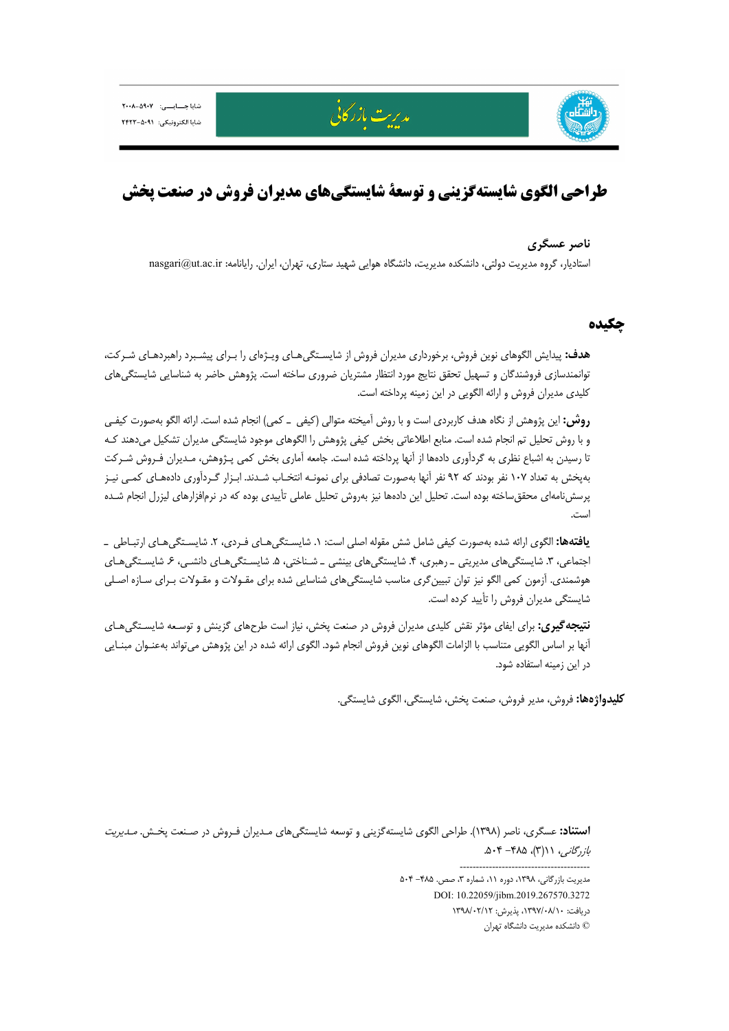# طراحی الگوی شایسته‌گزینی و توسعهٔ شایستگی‌های مدیران فروش در صنعت پخش

**ناصر عسگری**

استادیار، گروه مدیریت دولتی، دانشکده مدیریت، دانشگاه هوایی شهید ستاری، تهران، ایران. رایانامه: nasgari@ut.ac.ir

## چکیده

**هدف:** پیدایش الگوهای نوین فروش، برخورداری مدیران فروش از شایستگی‌های ویژه‌ای را برای پیشبرد راهبردهای شرکت، توانمندسازی فروشندگان و تسهیل تحقق نتایج مورد انتظار مشتریان ضروری ساخته است. پژوهش حاضر به شناسایی شایستگی‌های کلیدی مدیران فروش و ارائه الگویی در این زمینه پرداخته است.

**روش:** این پژوهش از نگاه هدف کاربردی است و با روش آمیخته متوالی (کیفی ـ کمی) انجام شده است. ارائه الگو به‌صورت کیفی و با روش تحلیل تم انجام شده است. منابع اطلاعاتی بخش کیفی پژوهش را الگوهای موجود شایستگی مدیران تشکیل می‌دهند که تا رسیدن به اشباع نظری به گردآوری داده‌ها از آنها پرداخته شده است. جامعه آماری بخش کمی پژوهش، مدیران فروش شرکت به‌پخش به تعداد ۱۰۷ نفر بودند که ۹۲ نفر آنها به‌صورت تصادفی برای نمونه انتخاب شدند. ابزار گردآوری داده‌های کمی نیز پرسش‌نامه‌ای محقق‌ساخته بوده است. تحلیل این داده‌ها نیز به‌روش تحلیل عاملی تأییدی بوده که در نرم‌افزارهای لیزرل انجام شده است.

**یافته‌ها:** الگوی ارائه شده به‌صورت کیفی شامل شش مقوله اصلی است: ۱. شایستگی‌های فردی، ۲. شایستگی‌های ارتباطی ـ اجتماعی، ۳. شایستگی‌های مدیریتی ـ رهبری، ۴. شایستگی‌های بینشی ـ شناختی، ۵. شایستگی‌های دانشی، ۶. شایستگی‌های هوشمندی. آزمون کمی الگو نیز توان تبیین‌گری مناسب شایستگی‌های شناسایی شده برای مقولات و مقولات برای سازه اصلی شایستگی مدیران فروش را تأیید کرده است.

**نتیجه‌گیری:** برای ایفای مؤثر نقش کلیدی مدیران فروش در صنعت پخش، نیاز است طرح‌های گزینش و توسعه شایستگی‌های آنها بر اساس الگویی متناسب با الزامات الگوهای نوین فروش انجام شود. الگوی ارائه شده در این پژوهش می‌تواند به‌عنوان مبنایی در این زمینه استفاده شود.

**کلیدواژه‌ها:** فروش، مدیر فروش، صنعت پخش، شایستگی، الگوی شایستگی.

---

**استناد:** عسگری، ناصر (۱۳۹۸). طراحی الگوی شایسته‌گزینی و توسعه شایستگی‌های مدیران فروش در صنعت پخش. *مدیریت بازرگانی*، ۱۱(۳)، ۴۸۵- ۵۰۴.

---

مدیریت بازرگانی، ۱۳۹۸، دوره ۱۱، شماره ۳، صص. ۴۸۵- ۵۰۴

DOI: 10.22059/jibm.2019.267570.3272

دریافت: ۱۳۹۷/۰۸/۱۰، پذیرش: ۱۳۹۸/۰۲/۱۲

© دانشکده مدیریت دانشگاه تهران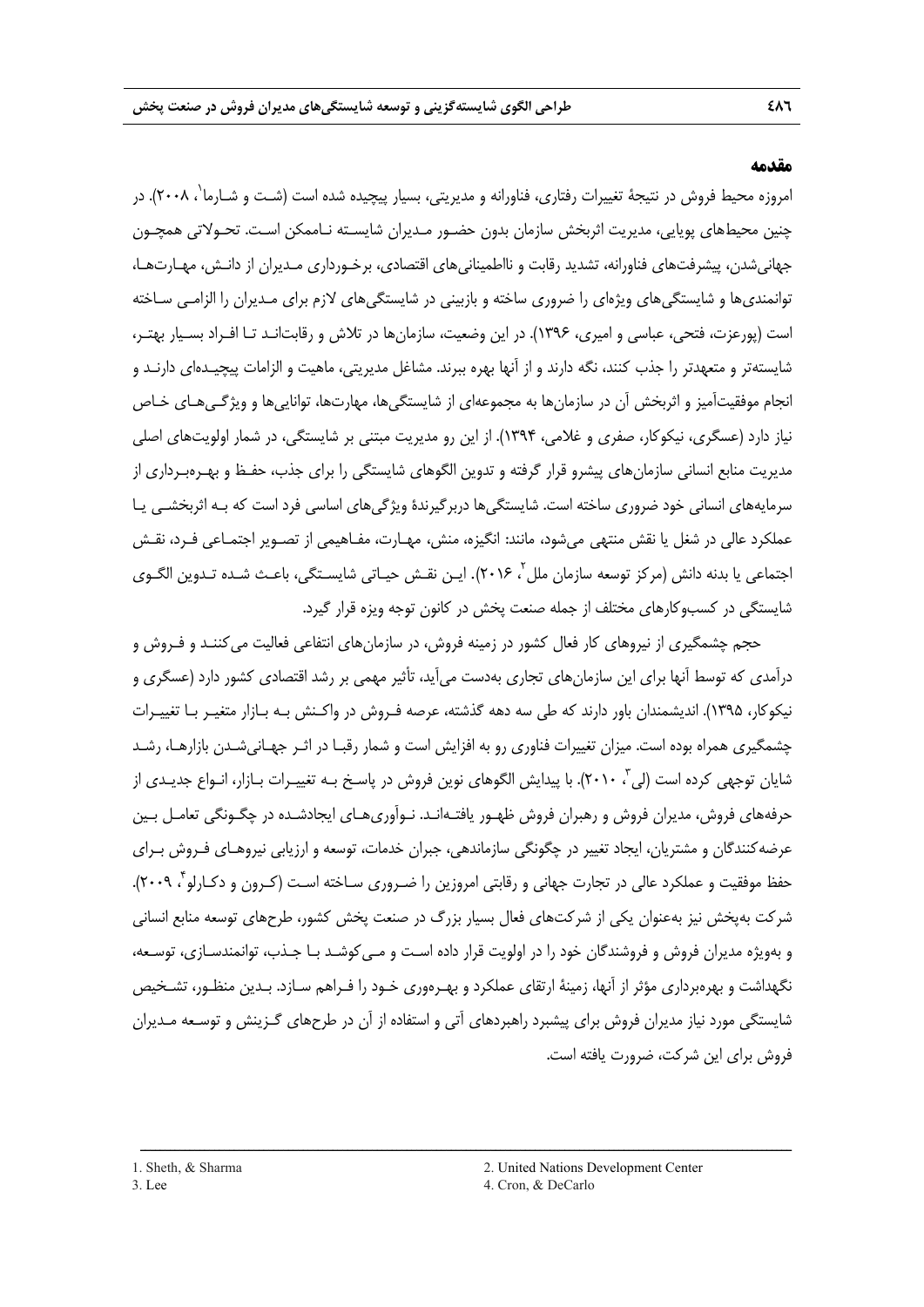## مقدمه

امروزه محیط فروش در نتیجهٔ تغییرات رفتاری، فناورانه و مدیریتی، بسیار پیچیده شده است (شث و شارما[1]، ۲۰۰۸). در چنین محیطهای پویایی، مدیریت اثربخش سازمان بدون حضور مدیران شایسته ناممکن است. تحولاتی همچون جهانی‌شدن، پیشرفت‌های فناورانه، تشدید رقابت و نااطمینانی‌های اقتصادی، برخورداری مدیران از دانش، مهارت‌ها، توانمندی‌ها و شایستگی‌های ویژه‌ای را ضروری ساخته و بازبینی در شایستگی‌های لازم برای مدیران را الزامی ساخته است (پورعزت، فتحی، عباسی و امیری، ۱۳۹۶). در این وضعیت، سازمان‌ها در تلاش و رقابتاند تا افراد بسیار بهتر، شایسته‌تر و متعهدتر را جذب کنند، نگه دارند و از آنها بهره ببرند. مشاغل مدیریتی، ماهیت و الزامات پیچیده‌ای دارند و انجام موفقیت‌آمیز و اثربخش آن در سازمان‌ها به مجموعه‌ای از شایستگی‌ها، مهارت‌ها، توانایی‌ها و ویژگی‌های خاص نیاز دارد (عسگری، نیکوکار، صفری و غلامی، ۱۳۹۴). از این رو مدیریت مبتنی بر شایستگی، در شمار اولویت‌های اصلی مدیریت منابع انسانی سازمان‌های پیشرو قرار گرفته و تدوین الگوهای شایستگی را برای جذب، حفظ و بهره‌برداری از سرمایه‌های انسانی خود ضروری ساخته است. شایستگی‌ها دربرگیرندهٔ ویژگی‌های اساسی فرد است که به اثربخشی یا عملکرد عالی در شغل یا نقش منتهی می‌شود، مانند: انگیزه، منش، مهارت، مفاهیمی از تصویر اجتماعی فرد، نقش اجتماعی یا بدنه دانش (مرکز توسعه سازمان ملل[2]، ۲۰۱۶). این نقش حیاتی شایستگی، باعث شده تدوین الگوی شایستگی در کسب‌وکارهای مختلف از جمله صنعت پخش در کانون توجه ویژه قرار گیرد.

حجم چشمگیری از نیروهای کار فعال کشور در زمینه فروش، در سازمان‌های انتفاعی فعالیت می‌کنند و فروش و درآمدی که توسط آنها برای این سازمان‌های تجاری به‌دست می‌آید، تأثیر مهمی بر رشد اقتصادی کشور دارد (عسگری و نیکوکار، ۱۳۹۵). اندیشمندان باور دارند که طی سه دهه گذشته، عرصه فروش در واکنش به بازار متغیر با تغییرات چشمگیری همراه بوده است. میزان تغییرات فناوری رو به افزایش است و شمار رقبا در اثر جهانی‌شدن بازارها، رشد شایان توجهی کرده است (لی[3]، ۲۰۱۰). با پیدایش الگوهای نوین فروش در پاسخ به تغییرات بازار، انواع جدیدی از حرفه‌های فروش، مدیران فروش و رهبران فروش ظهور یافته‌اند. نوآوری‌های ایجادشده در چگونگی تعامل بین عرضه‌کنندگان و مشتریان، ایجاد تغییر در چگونگی سازماندهی، جبران خدمات، توسعه و ارزیابی نیروهای فروش برای حفظ موفقیت و عملکرد عالی در تجارت جهانی و رقابتی امروزین را ضروری ساخته است (کرون و دکارلو[4]، ۲۰۰۹). شرکت به‌پخش نیز به‌عنوان یکی از شرکت‌های فعال بسیار بزرگ در صنعت پخش کشور، طرح‌های توسعه منابع انسانی و به‌ویژه مدیران فروش و فروشندگان خود را در اولویت قرار داده است و می‌کوشد با جذب، توانمندسازی، توسعه، نگهداشت و بهره‌برداری مؤثر از آنها، زمینهٔ ارتقای عملکرد و بهره‌وری خود را فراهم سازد. بدین منظور، تشخیص شایستگی مورد نیاز مدیران فروش برای پیشبرد راهبردهای آتی و استفاده از آن در طرح‌های گزینش و توسعه مدیران فروش برای این شرکت، ضرورت یافته است.

---

1. Sheth, & Sharma
2. United Nations Development Center
3. Lee
4. Cron, & DeCarlo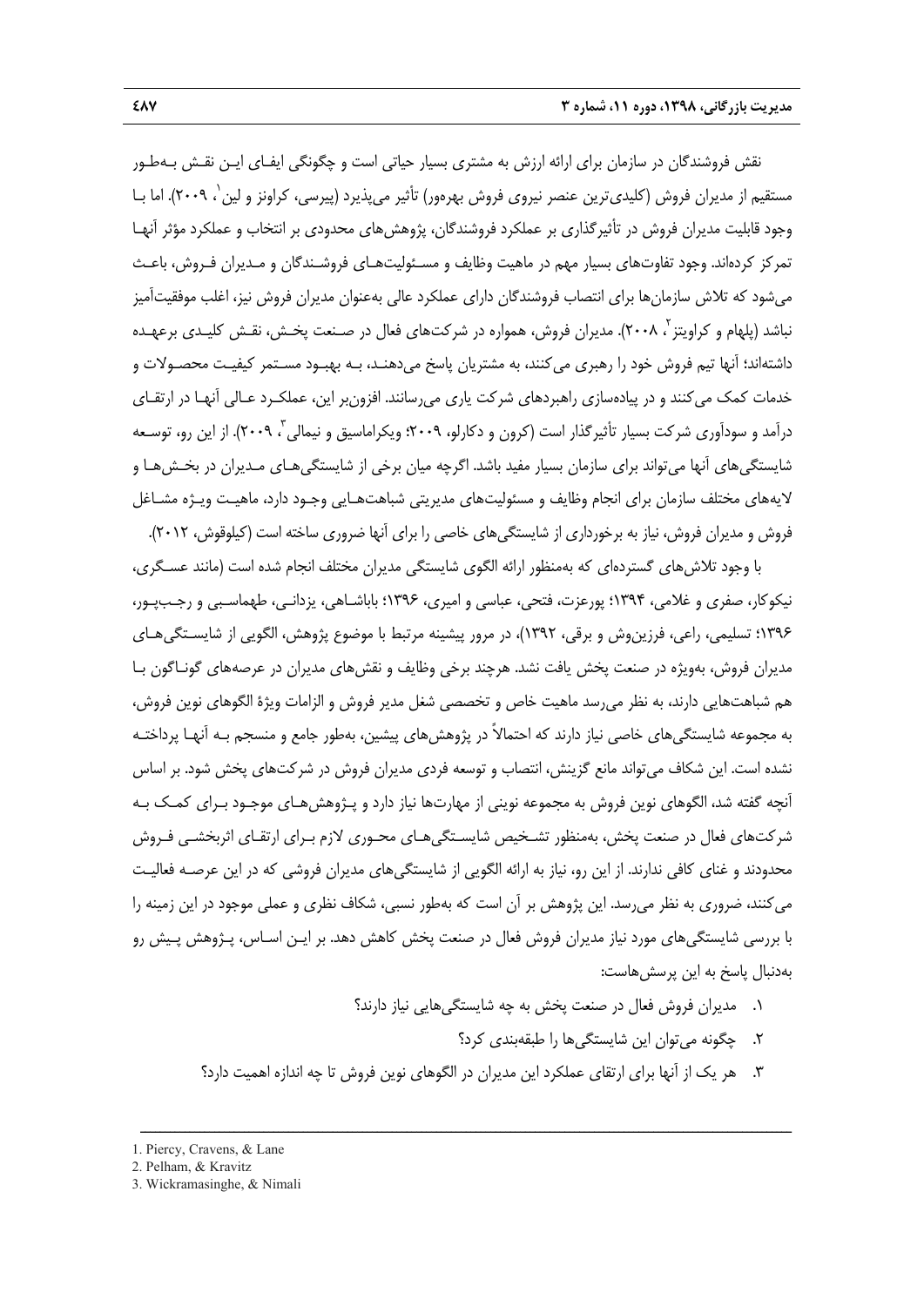نقش فروشندگان در سازمان برای ارائه ارزش به مشتری بسیار حیاتی است و چگونگی ایفـای ایـن نقـش بـه‌طـور مستقیم از مدیران فروش (کلیدی‌ترین عنصر نیروی فروش بهره‌ور) تأثیر می‌پذیرد (پیرسی، کراونز و لین[1]، ۲۰۰۹). اما بـا وجود قابلیت مدیران فروش در تأثیرگذاری بر عملکرد فروشندگان، پژوهش‌های محدودی بر انتخاب و عملکرد مؤثر آنهـا تمرکز کرده‌اند. وجود تفاوت‌های بسیار مهم در ماهیت وظایف و مسـئولیت‌هـای فروشـندگان و مـدیران فـروش، باعـث می‌شود که تلاش سازمان‌ها برای انتصاب فروشندگان دارای عملکرد عالی به‌عنوان مدیران فروش نیز، اغلب موفقیت‌آمیز نباشد (پلهام و کراویتز[2]، ۲۰۰۸). مدیران فروش، همواره در شرکت‌های فعال در صـنعت پخـش، نقـش کلیـدی برعهـده داشته‌اند؛ آنها تیم فروش خود را رهبری می‌کنند، به مشتریان پاسخ می‌دهنـد، بـه بهبـود مسـتمر کیفیـت محصـولات و خدمات کمک می‌کنند و در پیاده‌سازی راهبردهای شرکت یاری می‌رسانند. افزون‌بر این، عملکـرد عـالی آنهـا در ارتقـای درآمد و سودآوری شرکت بسیار تأثیرگذار است (کرون و دکارلو، ۲۰۰۹؛ ویکراماسیق و نیمالی[3]، ۲۰۰۹). از این رو، توسـعه شایستگی‌های آنها می‌تواند برای سازمان بسیار مفید باشد. اگرچه میان برخی از شایستگی‌هـای مـدیران در بخـش‌هـا و لایه‌های مختلف سازمان برای انجام وظایف و مسئولیت‌های مدیریتی شباهت‌هـایی وجـود دارد، ماهیـت ویـژه مشـاغل فروش و مدیران فروش، نیاز به برخورداری از شایستگی‌های خاصی را برای آنها ضروری ساخته است (کیلوقوش، ۲۰۱۲).

با وجود تلاش‌های گسترده‌ای که به‌منظور ارائه الگوی شایستگی مدیران مختلف انجام شده است (مانند عسـگری، نیکوکار، صفری و غلامی، ۱۳۹۴؛ پورعزت، فتحی، عباسی و امیری، ۱۳۹۶؛ باباشـاهی، یزدانـی، طهماسـبی و رجـب‌پـور، ۱۳۹۶؛ تسلیمی، راعی، فرزین‌وش و برقی، ۱۳۹۲)، در مرور پیشینه مرتبط با موضوع پژوهش، الگویی از شایسـتگی‌هـای مدیران فروش، به‌ویژه در صنعت پخش یافت نشد. هرچند برخی وظایف و نقش‌های مدیران در عرصه‌های گونـاگون بـا هم شباهت‌هایی دارند، به نظر می‌رسد ماهیت خاص و تخصصی شغل مدیر فروش و الزامات ویژهٔ الگوهای نوین فروش، به مجموعه شایستگی‌های خاصی نیاز دارند که احتمالاً در پژوهش‌های پیشین، به‌طور جامع و منسجم بـه آنهـا پرداختـه نشده است. این شکاف می‌تواند مانع گزینش، انتصاب و توسعه فردی مدیران فروش در شرکت‌های پخش شود. بر اساس آنچه گفته شد، الگوهای نوین فروش به مجموعه نوینی از مهارت‌ها نیاز دارد و پـژوهش‌هـای موجـود بـرای کمـک بـه شرکت‌های فعال در صنعت پخش، به‌منظور تشـخیص شایسـتگی‌هـای محـوری لازم بـرای ارتقـای اثربخشـی فـروش محدودند و غنای کافی ندارند. از این رو، نیاز به ارائه الگویی از شایستگی‌های مدیران فروشی که در این عرصـه فعالیـت می‌کنند، ضروری به نظر می‌رسد. این پژوهش بر آن است که به‌طور نسبی، شکاف نظری و عملی موجود در این زمینه را با بررسی شایستگی‌های مورد نیاز مدیران فروش فعال در صنعت پخش کاهش دهد. بر ایـن اسـاس، پـژوهش پـیش رو به‌دنبال پاسخ به این پرسش‌هاست:

۱. مدیران فروش فعال در صنعت پخش به چه شایستگی‌هایی نیاز دارند؟

۲. چگونه می‌توان این شایستگی‌ها را طبقه‌بندی کرد؟

۳. هر یک از آنها برای ارتقای عملکرد این مدیران در الگوهای نوین فروش تا چه اندازه اهمیت دارد؟

---

1. Piercy, Cravens, & Lane
2. Pelham, & Kravitz
3. Wickramasinghe, & Nimali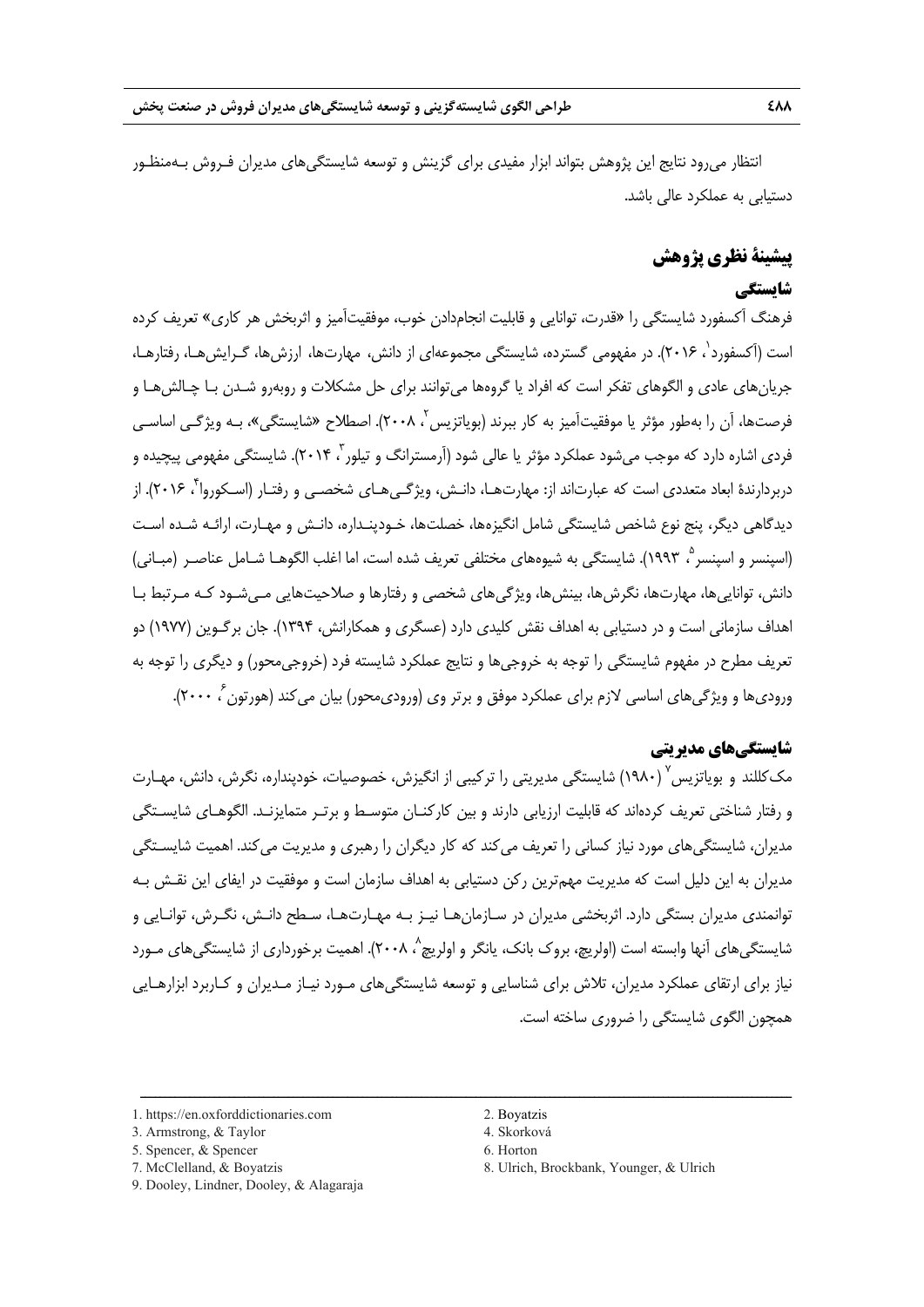انتظار می‌رود نتایج این پژوهش بتواند ابزار مفیدی برای گزینش و توسعه شایستگی‌های مدیران فـروش بـه‌منظـور دستیابی به عملکرد عالی باشد.

## پیشینهٔ نظری پژوهش

### شایستگی

فرهنگ آکسفورد شایستگی را «قدرت، توانایی و قابلیت انجام‌دادن خوب، موفقیت‌آمیز و اثربخش هر کاری» تعریف کرده است (آکسفورد[1]، ۲۰۱۶). در مفهومی گسترده، شایستگی مجموعه‌ای از دانش، مهارت‌ها، ارزش‌ها، گـرایش‌هـا، رفتارهـا، جریان‌های عادی و الگوهای تفکر است که افراد یا گروه‌ها می‌توانند برای حل مشکلات و روبه‌رو شـدن بـا چـالش‌هـا و فرصت‌ها، آن را به‌طور مؤثر یا موفقیت‌آمیز به کار ببرند (بویاتزیس[2]، ۲۰۰۸). اصطلاح «شایستگی»، بـه ویژگـی اساسـی فردی اشاره دارد که موجب می‌شود عملکرد مؤثر یا عالی شود (آرمسترانگ و تیلور[3]، ۲۰۱۴). شایستگی مفهومی پیچیده و دربردارندهٔ ابعاد متعددی است که عبارت‌اند از: مهارت‌هـا، دانـش، ویژگـی‌هـای شخصـی و رفتـار (اسـکوروا[4]، ۲۰۱۶). از دیدگاهی دیگر، پنج نوع شاخص شایستگی شامل انگیزه‌ها، خصلت‌ها، خـودپنـداره، دانـش و مهـارت، ارائـه شـده اسـت (اسپنسر و اسپنسر[5]، ۱۹۹۳). شایستگی به شیوه‌های مختلفی تعریف شده است، اما اغلب الگوهـا شـامل عناصـر (مبـانی) دانش، توانایی‌ها، مهارت‌ها، نگرش‌ها، بینش‌ها، ویژگی‌های شخصی و رفتارها و صلاحیت‌هایی مـی‌شـود کـه مـرتبط بـا اهداف سازمانی است و در دستیابی به اهداف سازمانی نقش کلیدی دارد (عسگری و همکارانش، ۱۳۹۴). جان برگـوین (۱۹۷۷) دو تعریف مطرح در مفهوم شایستگی را توجه به خروجی‌ها و نتایج عملکرد شایسته فرد (خروجی‌محور) و دیگری را توجه به ورودی‌ها و ویژگی‌های اساسی لازم برای عملکرد موفق و برتر وی (ورودی‌محور) بیان می‌کند (هورتون[6]، ۲۰۰۰).

### شایستگی‌های مدیریتی

مک‌کللند و بویاتزیس[7] (۱۹۸۰) شایستگی مدیریتی را ترکیبی از انگیزش، خصوصیات، خودپنداره، نگرش، دانش، مهـارت و رفتار شناختی تعریف کرده‌اند که قابلیت ارزیابی دارند و بین کارکنـان متوسـط و برتـر متمایزنـد. الگوهـای شایسـتگی مدیران، شایستگی‌های مورد نیاز کسانی را تعریف می‌کند که کار دیگران را رهبری و مدیریت می‌کند. اهمیت شایسـتگی مدیران به این دلیل است که مدیریت مهم‌ترین رکن دستیابی به اهداف سازمان است و موفقیت در ایفای این نقـش بـه توانمندی مدیران بستگی دارد. اثربخشی مدیران در سـازمان‌هـا نیـز بـه مهـارت‌هـا، سـطح دانـش، نگـرش، توانـایی و شایستگی‌های آنها وابسته است (اولریچ، بروک بانک، یانگر و اولریچ[8]، ۲۰۰۸). اهمیت برخورداری از شایستگی‌های مـورد نیاز برای ارتقای عملکرد مدیران، تلاش برای شناسایی و توسعه شایستگی‌های مـورد نیـاز مـدیران و کـاربرد ابزارهـایی همچون الگوی شایستگی را ضروری ساخته است.

---

1. https://en.oxforddictionaries.com
2. Boyatzis
3. Armstrong, & Taylor
4. Skorková
5. Spencer, & Spencer
6. Horton
7. McClelland, & Boyatzis
8. Ulrich, Brockbank, Younger, & Ulrich
9. Dooley, Lindner, Dooley, & Alagaraja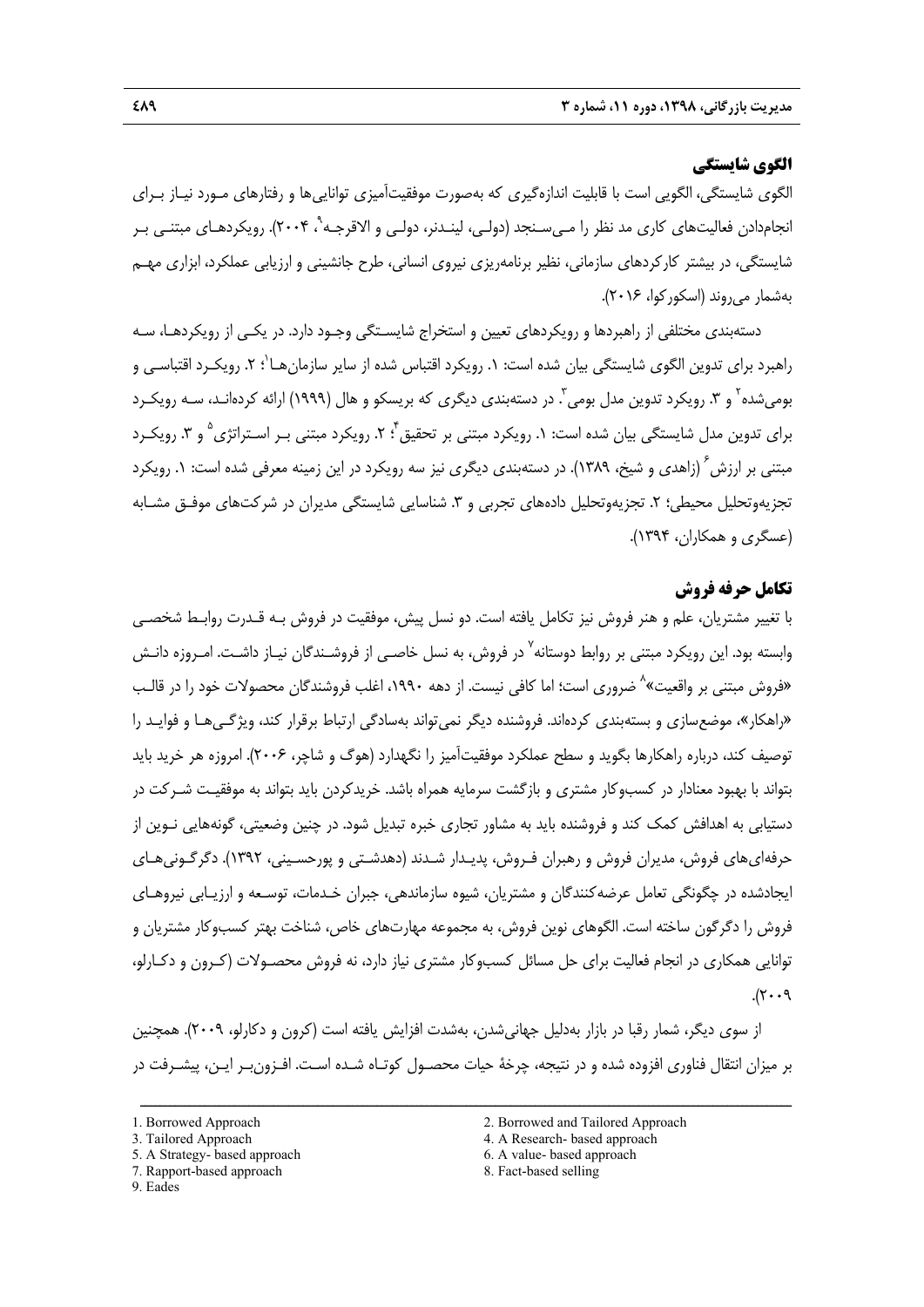## الگوی شایستگی

الگوی شایستگی، الگویی است با قابلیت اندازه‌گیری که به‌صورت موفقیت‌آمیزی توانایی‌ها و رفتارهای مورد نیاز برای انجام‌دادن فعالیت‌های کاری مد نظر را می‌سنجد (دولی، لیندنر، دولی و الاقرجه[9]، ۲۰۰۴). رویکردهای مبتنی بر شایستگی، در بیشتر کارکردهای سازمانی، نظیر برنامه‌ریزی نیروی انسانی، طرح جانشینی و ارزیابی عملکرد، ابزاری مهم به‌شمار می‌روند (اسکورکوا، ۲۰۱۶).

دسته‌بندی مختلفی از راهبردها و رویکردهای تعیین و استخراج شایستگی وجود دارد. در یکی از رویکردها، سه راهبرد برای تدوین الگوی شایستگی بیان شده است: ۱. رویکرد اقتباس شده از سایر سازمان‌ها[1]؛ ۲. رویکرد اقتباسی و بومی‌شده[2] و ۳. رویکرد تدوین مدل بومی[3]. در دسته‌بندی دیگری که بریسکو و هال (۱۹۹۹) ارائه کرده‌اند، سه رویکرد برای تدوین مدل شایستگی بیان شده است: ۱. رویکرد مبتنی بر تحقیق[4]؛ ۲. رویکرد مبتنی بر استراتژی[5] و ۳. رویکرد مبتنی بر ارزش[6] (زاهدی و شیخ، ۱۳۸۹). در دسته‌بندی دیگری نیز سه رویکرد در این زمینه معرفی شده است: ۱. رویکرد تجزیه‌وتحلیل محیطی؛ ۲. تجزیه‌وتحلیل داده‌های تجربی و ۳. شناسایی شایستگی مدیران در شرکت‌های موفق مشابه (عسگری و همکاران، ۱۳۹۴).

## تکامل حرفه فروش

با تغییر مشتریان، علم و هنر فروش نیز تکامل یافته است. دو نسل پیش، موفقیت در فروش به قدرت روابط شخصی وابسته بود. این رویکرد مبتنی بر روابط دوستانه[7] در فروش، به نسل خاصی از فروشندگان نیاز داشت. امروزه دانش «فروش مبتنی بر واقعیت»[8] ضروری است؛ اما کافی نیست. از دهه ۱۹۹۰، اغلب فروشندگان محصولات خود را در قالب «راهکار»، موضع‌سازی و بسته‌بندی کرده‌اند. فروشنده دیگر نمی‌تواند به‌سادگی ارتباط برقرار کند، ویژگی‌ها و فواید را توصیف کند، درباره راهکارها بگوید و سطح عملکرد موفقیت‌آمیز را نگهدارد (هوگ و شاچر، ۲۰۰۶). امروزه هر خرید باید بتواند با بهبود معنادار در کسب‌وکار مشتری و بازگشت سرمایه همراه باشد. خریدکردن باید بتواند به موفقیت شرکت در دستیابی به اهدافش کمک کند و فروشنده باید به مشاور تجاری خبره تبدیل شود. در چنین وضعیتی، گونه‌هایی نوین از حرفه‌ای‌های فروش، مدیران فروش و رهبران فروش، پدیدار شدند (دهدشتی و پورحسینی، ۱۳۹۲). دگرگونی‌های ایجادشده در چگونگی تعامل عرضه‌کنندگان و مشتریان، شیوه سازماندهی، جبران خدمات، توسعه و ارزیابی نیروهای فروش را دگرگون ساخته است. الگوهای نوین فروش، به مجموعه مهارت‌های خاص، شناخت بهتر کسب‌وکار مشتریان و توانایی همکاری در انجام فعالیت برای حل مسائل کسب‌وکار مشتری نیاز دارد، نه فروش محصولات (کرون و دکارلو، ۲۰۰۹).

از سوی دیگر، شمار رقبا در بازار به‌دلیل جهانی‌شدن، به‌شدت افزایش یافته است (کرون و دکارلو، ۲۰۰۹). همچنین بر میزان انتقال فناوری افزوده شده و در نتیجه، چرخهٔ حیات محصول کوتاه شده است. افزون‌بر این، پیشرفت در

---

1. Borrowed Approach
2. Borrowed and Tailored Approach
3. Tailored Approach
4. A Research- based approach
5. A Strategy- based approach
6. A value- based approach
7. Rapport-based approach
8. Fact-based selling
9. Eades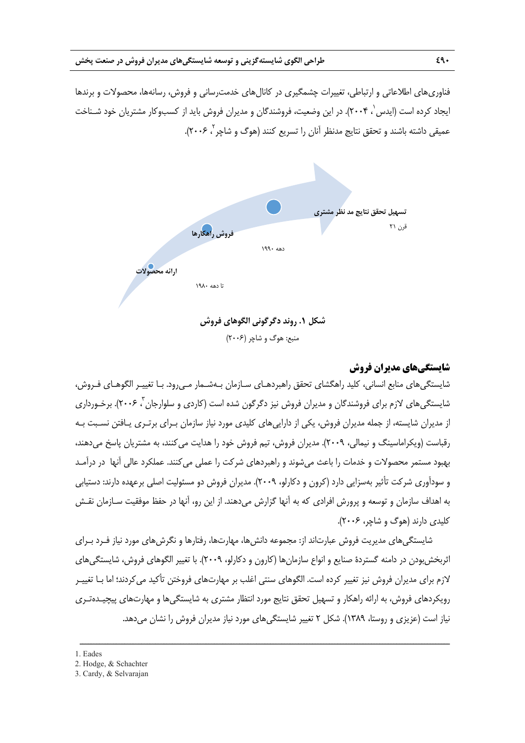فناوری‌های اطلاعاتی و ارتباطی، تغییرات چشمگیری در کانال‌های خدمت‌رسانی و فروش، رسانه‌ها، محصولات و برندها ایجاد کرده است (ایدس[1]، ۲۰۰۴). در این وضعیت، فروشندگان و مدیران فروش باید از کسب‌وکار مشتریان خود شناخت عمیقی داشته باشند و تحقق نتایج مدنظر آنان را تسریع کنند (هوگ و شاچر[2]، ۲۰۰۶).

تسهیل تحقق نتایج مد نظر مشتری

قرن ۲۱

فروش راهکارها

دهه ۱۹۹۰

ارائه محصولات

تا دهه ۱۹۸۰

**شکل ۱. روند دگرگونی الگوهای فروش**

منبع: هوگ و شاچر (۲۰۰۶)

## شایستگی‌های مدیران فروش

شایستگی‌های منابع انسانی، کلید راهگشای تحقق راهبردهای سازمان به‌شمار می‌رود. با تغییر الگوهای فروش، شایستگی‌های لازم برای فروشندگان و مدیران فروش نیز دگرگون شده است (کاردی و سلوارجان[3]، ۲۰۰۶). برخورداری از مدیران شایسته، از جمله مدیران فروش، یکی از دارایی‌های کلیدی مورد نیاز سازمان برای برتری یافتن نسبت به رقباست (ویکراماسینگ و نیمالی، ۲۰۰۹). مدیران فروش، تیم فروش خود را هدایت می‌کنند، به مشتریان پاسخ می‌دهند، بهبود مستمر محصولات و خدمات را باعث می‌شوند و راهبردهای شرکت را عملی می‌کنند. عملکرد عالی آنها در درآمد و سودآوری شرکت تأثیر به‌سزایی دارد (کرون و دکارلو، ۲۰۰۹). مدیران فروش دو مسئولیت اصلی برعهده دارند: دستیابی به اهداف سازمان و توسعه و پرورش افرادی که به آنها گزارش می‌دهند. از این رو، آنها در حفظ موفقیت سازمان نقش کلیدی دارند (هوگ و شاچر، ۲۰۰۶).

شایستگی‌های مدیریت فروش عبارت‌اند از: مجموعه دانش‌ها، مهارت‌ها، رفتارها و نگرش‌های مورد نیاز فرد برای اثربخش‌بودن در دامنه گستردهٔ صنایع و انواع سازمان‌ها (کارون و دکارلو، ۲۰۰۹). با تغییر الگوهای فروش، شایستگی‌های لازم برای مدیران فروش نیز تغییر کرده است. الگوهای سنتی اغلب بر مهارت‌های فروختن تأکید می‌کردند؛ اما با تغییر رویکردهای فروش، به ارائه راهکار و تسهیل تحقق نتایج مورد انتظار مشتری به شایستگی‌ها و مهارت‌های پیچیده‌تری نیاز است (عزیزی و روستا، ۱۳۸۹). شکل ۲ تغییر شایستگی‌های مورد نیاز مدیران فروش را نشان می‌دهد.

---

1. Eades
2. Hodge, & Schachter
3. Cardy, & Selvarajan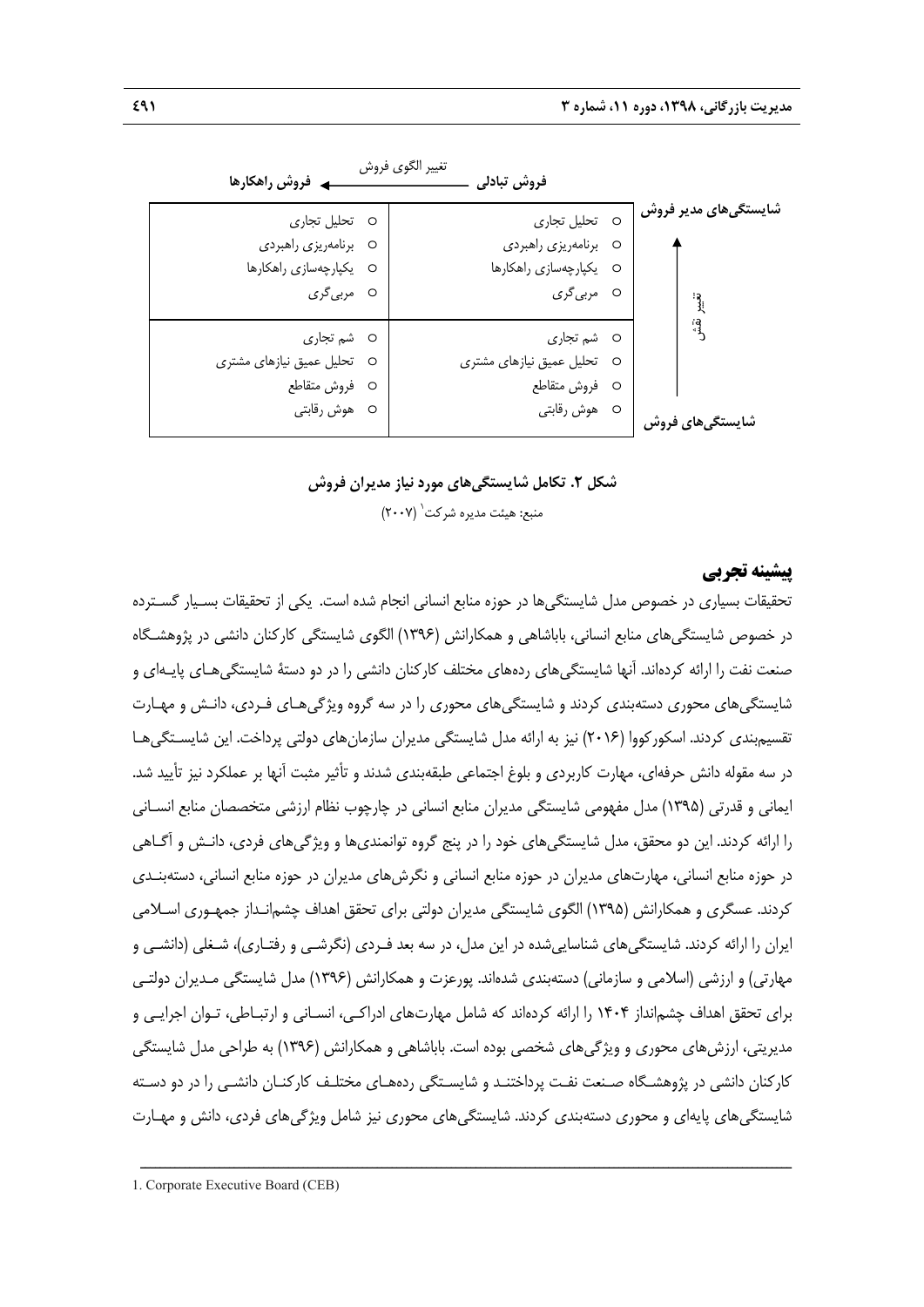| شایستگی‌های مدیر فروش | فروش تبادلی | فروش راهکارها |
|---|---|---|
| | تغییر الگوی فروش ← | |
| ↑ تغییر نقش | ○ تحلیل تجاری<br>○ برنامه‌ریزی راهبردی<br>○ یکپارچه‌سازی راهکارها<br>○ مربی‌گری | ○ تحلیل تجاری<br>○ برنامه‌ریزی راهبردی<br>○ یکپارچه‌سازی راهکارها<br>○ مربی‌گری |
| شایستگی‌های فروش | ○ شم تجاری<br>○ تحلیل عمیق نیازهای مشتری<br>○ فروش متقاطع<br>○ هوش رقابتی | ○ شم تجاری<br>○ تحلیل عمیق نیازهای مشتری<br>○ فروش متقاطع<br>○ هوش رقابتی |

**شکل ۲. تکامل شایستگی‌های مورد نیاز مدیران فروش**

منبع: هیئت مدیره شرکت[1] (۲۰۰۷)

## پیشینه تجربی

تحقیقات بسیاری در خصوص مدل شایستگی‌ها در حوزه منابع انسانی انجام شده است. یکی از تحقیقات بسیار گسترده در خصوص شایستگی‌های منابع انسانی، باباشاهی و همکارانش (۱۳۹۶) الگوی شایستگی کارکنان دانشی در پژوهشگاه صنعت نفت را ارائه کرده‌اند. آنها شایستگی‌های رده‌های مختلف کارکنان دانشی را در دو دستهٔ شایستگی‌های پایه‌ای و شایستگی‌های محوری دسته‌بندی کردند و شایستگی‌های محوری را در سه گروه ویژگی‌های فردی، دانش و مهارت تقسیم‌بندی کردند. اسکورکووا (۲۰۱۶) نیز به ارائه مدل شایستگی مدیران سازمان‌های دولتی پرداخت. این شایستگی‌ها در سه مقوله دانش حرفه‌ای، مهارت کاربردی و بلوغ اجتماعی طبقه‌بندی شدند و تأثیر مثبت آنها بر عملکرد نیز تأیید شد. ایمانی و قدرتی (۱۳۹۵) مدل مفهومی شایستگی مدیران منابع انسانی در چارچوب نظام ارزشی متخصصان منابع انسانی را ارائه کردند. این دو محقق، مدل شایستگی‌های خود را در پنج گروه توانمندی‌ها و ویژگی‌های فردی، دانش و آگاهی در حوزه منابع انسانی، مهارت‌های مدیران در حوزه منابع انسانی و نگرش‌های مدیران در حوزه منابع انسانی، دسته‌بندی کردند. عسگری و همکارانش (۱۳۹۵) الگوی شایستگی مدیران دولتی برای تحقق اهداف چشم‌انداز جمهوری اسلامی ایران را ارائه کردند. شایستگی‌های شناسایی‌شده در این مدل، در سه بعد فردی (نگرشی و رفتاری)، شغلی (دانشی و مهارتی) و ارزشی (اسلامی و سازمانی) دسته‌بندی شده‌اند. پورعزت و همکارانش (۱۳۹۶) مدل شایستگی مدیران دولتی برای تحقق اهداف چشم‌انداز ۱۴۰۴ را ارائه کرده‌اند که شامل مهارت‌های ادراکی، انسانی و ارتباطی، توان اجرایی و مدیریتی، ارزش‌های محوری و ویژگی‌های شخصی بوده است. باباشاهی و همکارانش (۱۳۹۶) به طراحی مدل شایستگی کارکنان دانشی در پژوهشگاه صنعت نفت پرداختند و شایستگی رده‌های مختلف کارکنان دانشی را در دو دسته شایستگی‌های پایه‌ای و محوری دسته‌بندی کردند. شایستگی‌های محوری نیز شامل ویژگی‌های فردی، دانش و مهارت

---

1. Corporate Executive Board (CEB)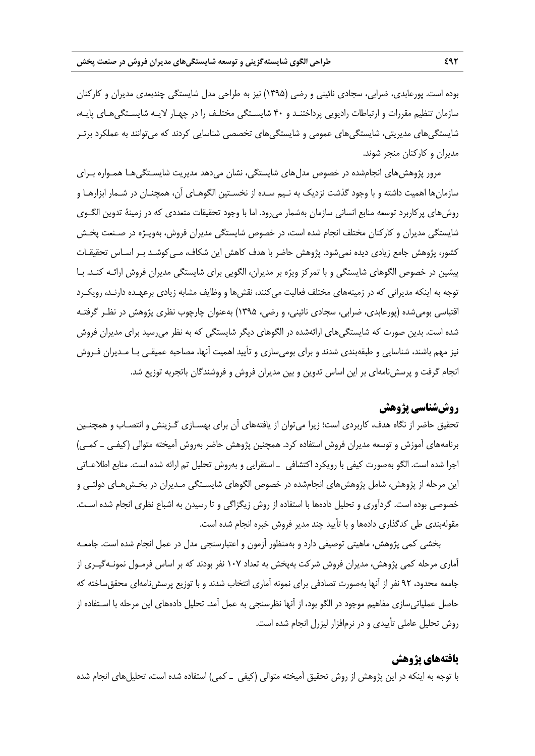بوده است. پورعابدی، ضرابی، سجادی نائینی و رضی (۱۳۹۵) نیز به طراحی مدل شایستگی چندبعدی مدیران و کارکنان سازمان تنظیم مقررات و ارتباطات رادیویی پرداختند و ۴۰ شایستگی مختلف را در چهار لایه شایستگی‌های پایه، شایستگی‌های مدیریتی، شایستگی‌های عمومی و شایستگی‌های تخصصی شناسایی کردند که می‌توانند به عملکرد برتر مدیران و کارکنان منجر شوند.

مرور پژوهش‌های انجام‌شده در خصوص مدل‌های شایستگی، نشان می‌دهد مدیریت شایستگی‌ها همواره برای سازمان‌ها اهمیت داشته و با وجود گذشت نزدیک به نیم سده از نخستین الگوهای آن، همچنان در شمار ابزارها و روش‌های پرکاربرد توسعه منابع انسانی سازمان به‌شمار می‌رود. اما با وجود تحقیقات متعددی که در زمینهٔ تدوین الگوی شایستگی مدیران و کارکنان مختلف انجام شده است، در خصوص شایستگی مدیران فروش، به‌ویژه در صنعت پخش کشور، پژوهش جامع زیادی دیده نمی‌شود. پژوهش حاضر با هدف کاهش این شکاف، می‌کوشد بر اساس تحقیقات پیشین در خصوص الگوهای شایستگی و با تمرکز ویژه بر مدیران، الگویی برای شایستگی مدیران فروش ارائه کند. با توجه به اینکه مدیرانی که در زمینه‌های مختلف فعالیت می‌کنند، نقش‌ها و وظایف مشابه زیادی برعهده دارند، رویکرد اقتباسی بومی‌شده (پورعابدی، ضرابی، سجادی نائینی، و رضی، ۱۳۹۵) به‌عنوان چارچوب نظری پژوهش در نظر گرفته شده است. بدین صورت که شایستگی‌های ارائه‌شده در الگوهای دیگر شایستگی که به نظر می‌رسید برای مدیران فروش نیز مهم باشند، شناسایی و طبقه‌بندی شدند و برای بومی‌سازی و تأیید اهمیت آنها، مصاحبه عمیقی با مدیران فروش انجام گرفت و پرسش‌نامه‌ای بر این اساس تدوین و بین مدیران فروش و فروشندگان باتجربه توزیع شد.

## روش‌شناسی پژوهش

تحقیق حاضر از نگاه هدف، کاربردی است؛ زیرا می‌توان از یافته‌های آن برای بهسازی گزینش و انتصاب و همچنین برنامه‌های آموزش و توسعه مدیران فروش استفاده کرد. همچنین پژوهش حاضر به‌روش آمیخته متوالی (کیفی ـ کمی) اجرا شده است. الگو به‌صورت کیفی با رویکرد اکتشافی ـ استقرایی و به‌روش تحلیل تم ارائه شده است. منابع اطلاعاتی این مرحله از پژوهش، شامل پژوهش‌های انجام‌شده در خصوص الگوهای شایستگی مدیران در بخش‌های دولتی و خصوصی بوده است. گردآوری و تحلیل داده‌ها با استفاده از روش زیگزاگی و تا رسیدن به اشباع نظری انجام شده است. مقوله‌بندی طی کدگذاری داده‌ها و با تأیید چند مدیر فروش خبره انجام شده است.

بخشی کمی پژوهش، ماهیتی توصیفی دارد و به‌منظور آزمون و اعتبارسنجی مدل در عمل انجام شده است. جامعه آماری مرحله کمی پژوهش، مدیران فروش شرکت به‌پخش به تعداد ۱۰۷ نفر بودند که بر اساس فرمول نمونه‌گیری از جامعه محدود، ۹۲ نفر از آنها به‌صورت تصادفی برای نمونه آماری انتخاب شدند و با توزیع پرسش‌نامه‌ای محقق‌ساخته که حاصل عملیاتی‌سازی مفاهیم موجود در الگو بود، از آنها نظرسنجی به عمل آمد. تحلیل داده‌های این مرحله با استفاده از روش تحلیل عاملی تأییدی و در نرم‌افزار لیزرل انجام شده است.

## یافته‌های پژوهش

با توجه به اینکه در این پژوهش از روش تحقیق آمیخته متوالی (کیفی ـ کمی) استفاده شده است، تحلیل‌های انجام شده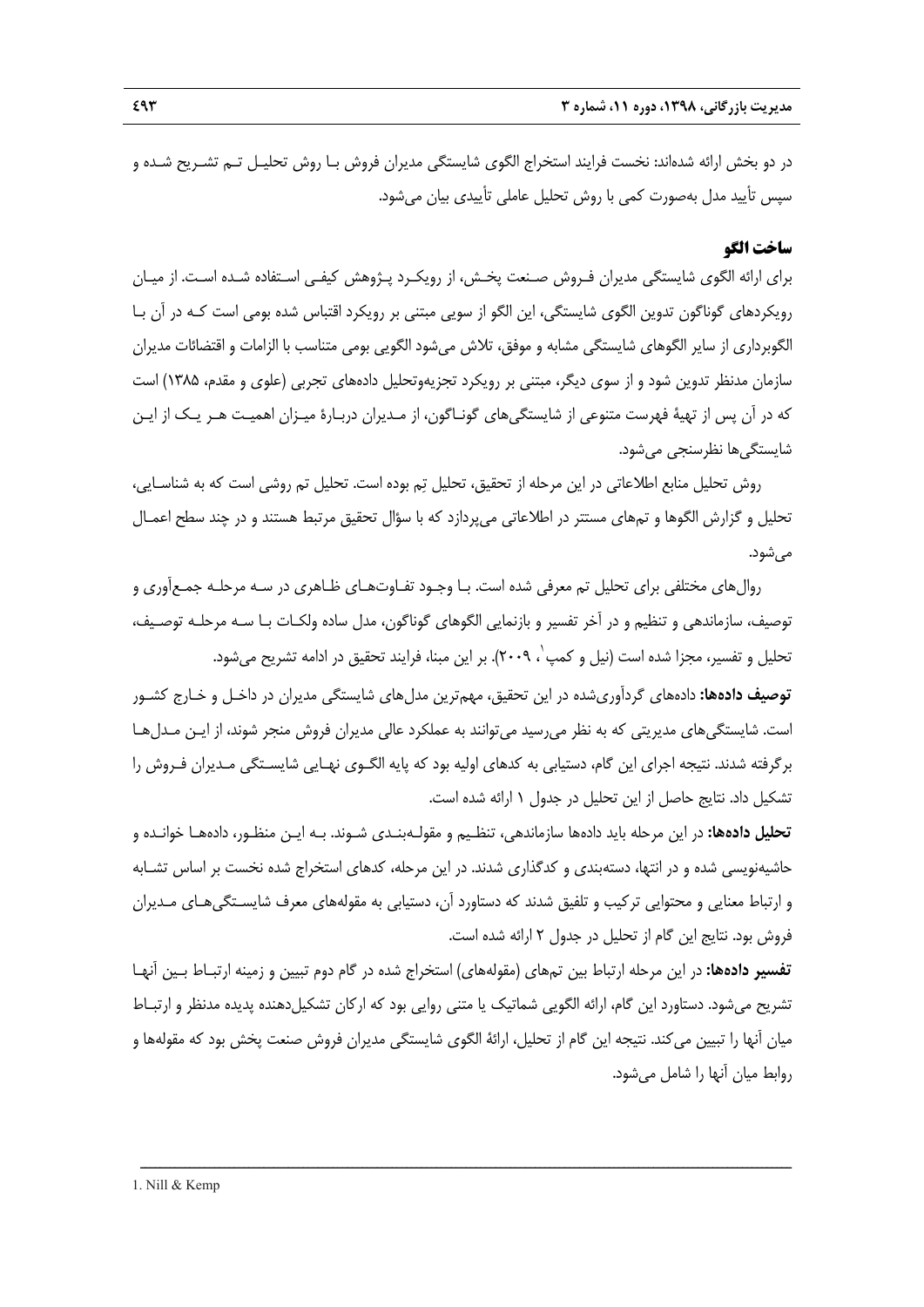در دو بخش ارائه شده‌اند: نخست فرایند استخراج الگوی شایستگی مدیران فروش بـا روش تحلیـل تـم تشـریح شـده و سپس تأیید مدل به‌صورت کمی با روش تحلیل عاملی تأییدی بیان می‌شود.

## ساخت الگو

برای ارائه الگوی شایستگی مدیران فـروش صـنعت پخـش، از رویکـرد پـژوهش کیفـی اسـتفاده شـده اسـت. از میـان رویکردهای گوناگون تدوین الگوی شایستگی، این الگو از سویی مبتنی بر رویکرد اقتباس شده بومی است کـه در آن بـا الگوبرداری از سایر الگوهای شایستگی مشابه و موفق، تلاش می‌شود الگویی بومی متناسب با الزامات و اقتضائات مدیران سازمان مدنظر تدوین شود و از سوی دیگر، مبتنی بر رویکرد تجزیه‌وتحلیل داده‌های تجربی (علوی و مقدم، ۱۳۸۵) است که در آن پس از تهیهٔ فهرست متنوعی از شایستگی‌های گونـاگون، از مـدیران دربـارهٔ میـزان اهمیـت هـر یـک از ایـن شایستگی‌ها نظرسنجی می‌شود.

روش تحلیل منابع اطلاعاتی در این مرحله از تحقیق، تحلیل تِم بوده است. تحلیل تم روشی است که به شناسـایی، تحلیل و گزارش الگوها و تم‌های مستتر در اطلاعاتی می‌پردازد که با سؤال تحقیق مرتبط هستند و در چند سطح اعمـال می‌شود.

روال‌های مختلفی برای تحلیل تم معرفی شده است. بـا وجـود تفـاوت‌هـای ظـاهری در سـه مرحلـه جمـع‌آوری و توصیف، سازماندهی و تنظیم و در آخر تفسیر و بازنمایی الگوهای گوناگون، مدل ساده ولکـات بـا سـه مرحلـه توصـیف، تحلیل و تفسیر، مجزا شده است (نیل و کمپ[1]، ۲۰۰۹). بر این مبنا، فرایند تحقیق در ادامه تشریح می‌شود.

**توصیف داده‌ها:** داده‌های گردآوری‌شده در این تحقیق، مهم‌ترین مدل‌های شایستگی مدیران در داخـل و خـارج کشـور است. شایستگی‌های مدیریتی که به نظر می‌رسید می‌توانند به عملکرد عالی مدیران فروش منجر شوند، از ایـن مـدل‌هـا برگرفته شدند. نتیجه اجرای این گام، دستیابی به کدهای اولیه بود که پایه الگـوی نهـایی شایسـتگی مـدیران فـروش را تشکیل داد. نتایج حاصل از این تحلیل در جدول ۱ ارائه شده است.

**تحلیل داده‌ها:** در این مرحله باید داده‌ها سازماندهی، تنظـیم و مقولـه‌بنـدی شـوند. بـه ایـن منظـور، داده‌هـا خوانـده و حاشیه‌نویسی شده و در انتها، دسته‌بندی و کدگذاری شدند. در این مرحله، کدهای استخراج شده نخست بر اساس تشـابه و ارتباط معنایی و محتوایی ترکیب و تلفیق شدند که دستاورد آن، دستیابی به مقوله‌های معرف شایسـتگی‌هـای مـدیران فروش بود. نتایج این گام از تحلیل در جدول ۲ ارائه شده است.

**تفسیر داده‌ها:** در این مرحله ارتباط بین تم‌های (مقوله‌های) استخراج شده در گام دوم تبیین و زمینه ارتبـاط بـین آنهـا تشریح می‌شود. دستاورد این گام، ارائه الگویی شماتیک یا متنی روایی بود که ارکان تشکیل‌دهنده پدیده مدنظر و ارتبـاط میان آنها را تبیین می‌کند. نتیجه این گام از تحلیل، ارائهٔ الگوی شایستگی مدیران فروش صنعت پخش بود که مقوله‌ها و روابط میان آنها را شامل می‌شود.

---

1. Nill & Kemp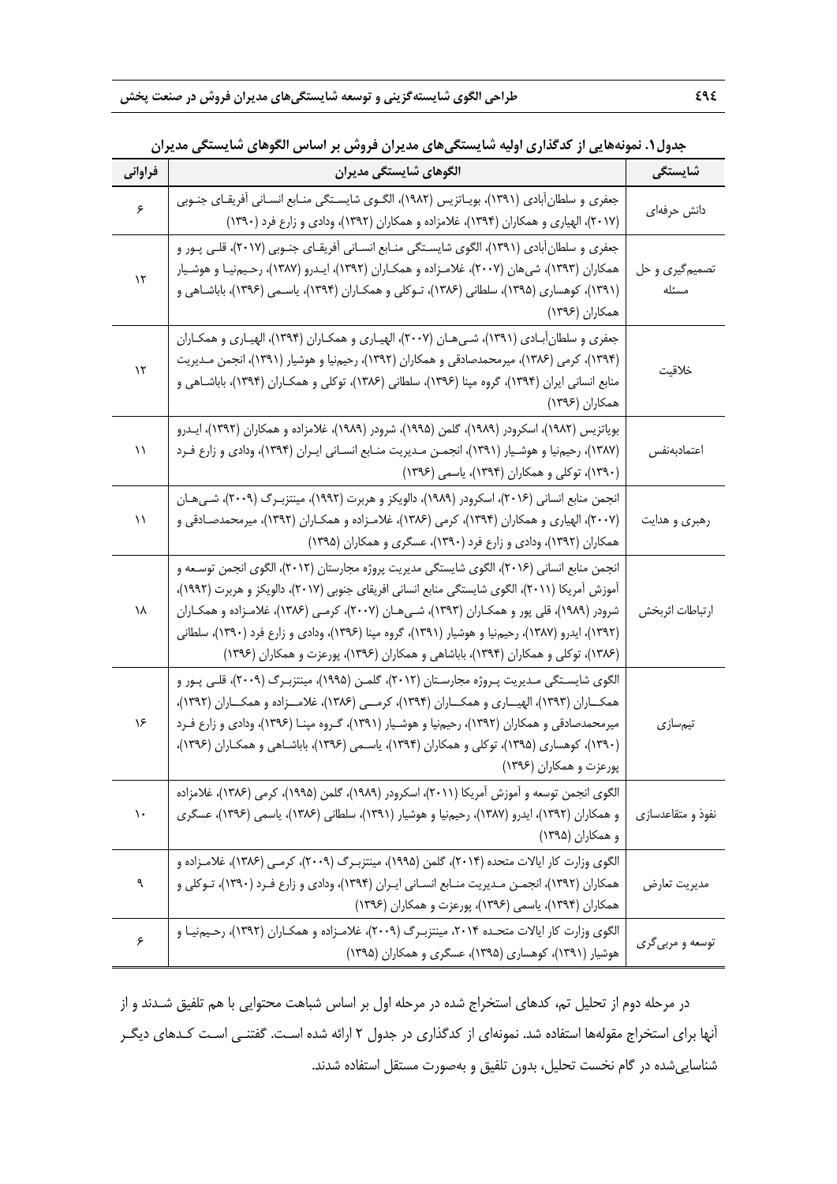**جدول۱. نمونه‌هایی از کدگذاری اولیه شایستگی‌های مدیران فروش بر اساس الگوهای شایستگی مدیران**

| شایستگی | الگوهای شایستگی مدیران | فراوانی |
| --- | --- | --- |
| دانش حرفه‌ای | جعفری و سلطان‌آبادی (۱۳۹۱)، بویاتزیس (۱۹۸۲)، الگوی شایستگی منابع انسانی آفریقای جنوبی (۲۰۱۷)، الهیاری و همکاران (۱۳۹۴)، غلامزاده و همکاران (۱۳۹۲)، ودادی و زارع فرد (۱۳۹۰) | ۶ |
| تصمیم‌گیری و حل مسئله | جعفری و سلطان‌آبادی (۱۳۹۱)، الگوی شایستگی منابع انسانی آفریقای جنوبی (۲۰۱۷)، قلی پور و همکاران (۱۳۹۳)، شی‌هان (۲۰۰۷)، غلامزاده و همکاران (۱۳۹۲)، ایدرو (۱۳۸۷)، رحیم‌نیا و هوشیار (۱۳۹۱)، کوهساری (۱۳۹۵)، سلطانی (۱۳۸۶)، توکلی و همکاران (۱۳۹۴)، یاسمی (۱۳۹۶)، باباشاهی و همکاران (۱۳۹۶) | ۱۲ |
| خلاقیت | جعفری و سلطان‌آبادی (۱۳۹۱)، شی‌هان (۲۰۰۷)، الهیاری و همکاران (۱۳۹۴)، الهیاری و همکاران (۱۳۹۴)، کرمی (۱۳۸۶)، میرمحمدصادقی و همکاران (۱۳۹۲)، رحیم‌نیا و هوشیار (۱۳۹۱)، انجمن مدیریت منابع انسانی ایران (۱۳۹۴)، گروه مپنا (۱۳۹۶)، سلطانی (۱۳۸۶)، توکلی و همکاران (۱۳۹۴)، باباشاهی و همکاران (۱۳۹۶) | ۱۲ |
| اعتمادبه‌نفس | بویاتزیس (۱۹۸۲)، اسکرودر (۱۹۸۹)، گلمن (۱۹۹۵)، شرودر (۱۹۸۹)، غلامزاده و همکاران (۱۳۹۲)، ایدرو (۱۳۸۷)، رحیم‌نیا و هوشیار (۱۳۹۱)، انجمن مدیریت منابع انسانی ایران (۱۳۹۴)، ودادی و زارع فرد (۱۳۹۰)، توکلی و همکاران (۱۳۹۴)، یاسمی (۱۳۹۶) | ۱۱ |
| رهبری و هدایت | انجمن منابع انسانی (۲۰۱۶)، اسکرودر (۱۹۸۹)، دالویکز و هربرت (۱۹۹۲)، مینتزبرگ (۲۰۰۹)، شی‌هان (۲۰۰۷)، الهیاری و همکاران (۱۳۹۴)، کرمی (۱۳۸۶)، غلامزاده و همکاران (۱۳۹۲)، میرمحمدصادقی و همکاران (۱۳۹۲)، ودادی و زارع فرد (۱۳۹۰)، عسگری و همکاران (۱۳۹۵) | ۱۱ |
| ارتباطات اثربخش | انجمن منابع انسانی (۲۰۱۶)، الگوی شایستگی مدیریت پروژه مجارستان (۲۰۱۲)، الگوی انجمن توسعه و آموزش آمریکا (۲۰۱۱)، الگوی شایستگی منابع انسانی افریقای جنوبی (۲۰۱۷)، دالویکز و هربرت (۱۹۹۲)، شرودر (۱۹۸۹)، قلی پور و همکاران (۱۳۹۳)، شی‌هان (۲۰۰۷)، کرمی (۱۳۸۶)، غلامزاده و همکاران (۱۳۹۲)، ایدرو (۱۳۸۷)، رحیم‌نیا و هوشیار (۱۳۹۱)، گروه مپنا (۱۳۹۶)، ودادی و زارع فرد (۱۳۹۰)، سلطانی (۱۳۸۶)، توکلی و همکاران (۱۳۹۴)، باباشاهی و همکاران (۱۳۹۶)، پورعزت و همکاران (۱۳۹۶) | ۱۸ |
| تیم‌سازی | الگوی شایستگی مدیریت پروژه مجارستان (۲۰۱۲)، گلمن (۱۹۹۵)، مینتزبرگ (۲۰۰۹)، قلی پور و همکاران (۱۳۹۳)، الهیاری و همکاران (۱۳۹۴)، کرمی (۱۳۸۶)، غلامزاده و همکاران (۱۳۹۲)، میرمحمدصادقی و همکاران (۱۳۹۲)، رحیم‌نیا و هوشیار (۱۳۹۱)، گروه مپنا (۱۳۹۶)، ودادی و زارع فرد (۱۳۹۰)، کوهساری (۱۳۹۵)، توکلی و همکاران (۱۳۹۴)، یاسمی (۱۳۹۶)، باباشاهی و همکاران (۱۳۹۶)، پورعزت و همکاران (۱۳۹۶) | ۱۶ |
| نفوذ و متقاعدسازی | الگوی انجمن توسعه و آموزش آمریکا (۲۰۱۱)، اسکرودر (۱۹۸۹)، گلمن (۱۹۹۵)، کرمی (۱۳۸۶)، غلامزاده و همکاران (۱۳۹۲)، ایدرو (۱۳۸۷)، رحیم‌نیا و هوشیار (۱۳۹۱)، سلطانی (۱۳۸۶)، یاسمی (۱۳۹۶)، عسگری و همکاران (۱۳۹۵) | ۱۰ |
| مدیریت تعارض | الگوی وزارت کار ایالات متحده (۲۰۱۴)، گلمن (۱۹۹۵)، مینتزبرگ (۲۰۰۹)، کرمی (۱۳۸۶)، غلامزاده و همکاران (۱۳۹۲)، انجمن مدیریت منابع انسانی ایران (۱۳۹۴)، ودادی و زارع فرد (۱۳۹۰)، توکلی و همکاران (۱۳۹۴)، یاسمی (۱۳۹۶)، پورعزت و همکاران (۱۳۹۶) | ۹ |
| توسعه و مربی‌گری | الگوی وزارت کار ایالات متحده ۲۰۱۴، مینتزبرگ (۲۰۰۹)، غلامزاده و همکاران (۱۳۹۲)، رحیم‌نیا و هوشیار (۱۳۹۱)، کوهساری (۱۳۹۵)، عسگری و همکاران (۱۳۹۵) | ۶ |

در مرحله دوم از تحلیل تم، کدهای استخراج شده در مرحله اول بر اساس شباهت محتوایی با هم تلفیق شدند و از آنها برای استخراج مقوله‌ها استفاده شد. نمونه‌ای از کدگذاری در جدول ۲ ارائه شده است. گفتنی است کدهای دیگر شناسایی‌شده در گام نخست تحلیل، بدون تلفیق و به‌صورت مستقل استفاده شدند.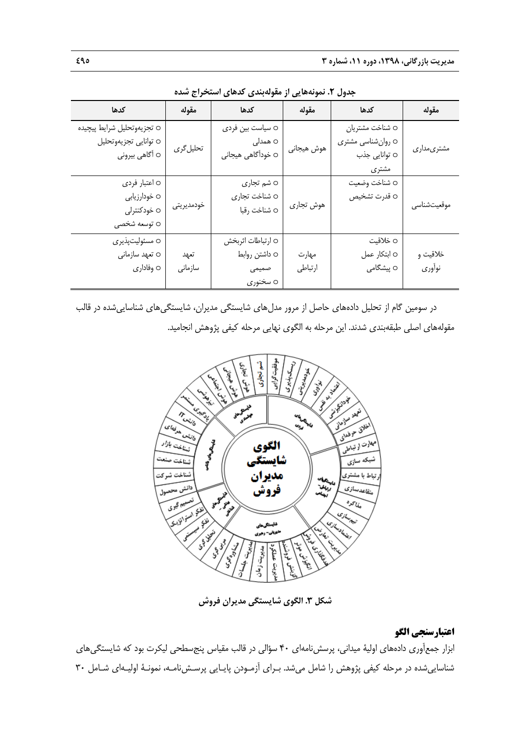جدول ۲. نمونه‌هایی از مقوله‌بندی کدهای استخراج شده

| مقوله | کدها | مقوله | کدها | مقوله | کدها |
|---|---|---|---|---|---|
| مشتری‌مداری | ○ شناخت مشتریان ○ روان‌شناسی مشتری ○ توانایی جذب مشتری | هوش هیجانی | ○ سیاست بین فردی ○ همدلی ○ خودآگاهی هیجانی | تحلیل‌گری | ○ تجزیه‌وتحلیل شرایط پیچیده ○ توانایی تجزیه‌وتحلیل ○ آگاهی بیرونی |
| موقعیت‌شناسی | ○ شناخت وضعیت ○ قدرت تشخیص | هوش تجاری | ○ شم تجاری ○ شناخت تجاری ○ شناخت رقبا | خودمدیریتی | ○ اعتبار فردی ○ خودارزیابی ○ خودکنترلی ○ توسعه شخصی |
| خلاقیت و نوآوری | ○ خلاقیت ○ ابتکار عمل ○ پیشگامی | مهارت ارتباطی | ○ ارتباطات اثربخش ○ داشتن روابط صمیمی ○ سخنوری | تعهد سازمانی | ○ مسئولیت‌پذیری ○ تعهد سازمانی ○ وفاداری |

در سومین گام از تحلیل داده‌های حاصل از مرور مدل‌های شایستگی مدیران، شایستگی‌های شناسایی‌شده در قالب مقوله‌های اصلی طبقه‌بندی شدند. این مرحله به الگوی نهایی مرحله کیفی پژوهش انجامید.

شکل ۳. الگوی شایستگی مدیران فروش

## اعتبارسنجی الگو

ابزار جمع‌آوری داده‌های اولیهٔ میدانی، پرسش‌نامه‌ای ۴۰ سؤالی در قالب مقیاس پنج‌سطحی لیکرت بود که شایستگی‌های شناسایی‌شده در مرحله کیفی پژوهش را شامل می‌شد. بـرای آزمـودن پایـایی پرسـش‌نامـه، نمونـهٔ اولیـه‌ای شـامل ۳۰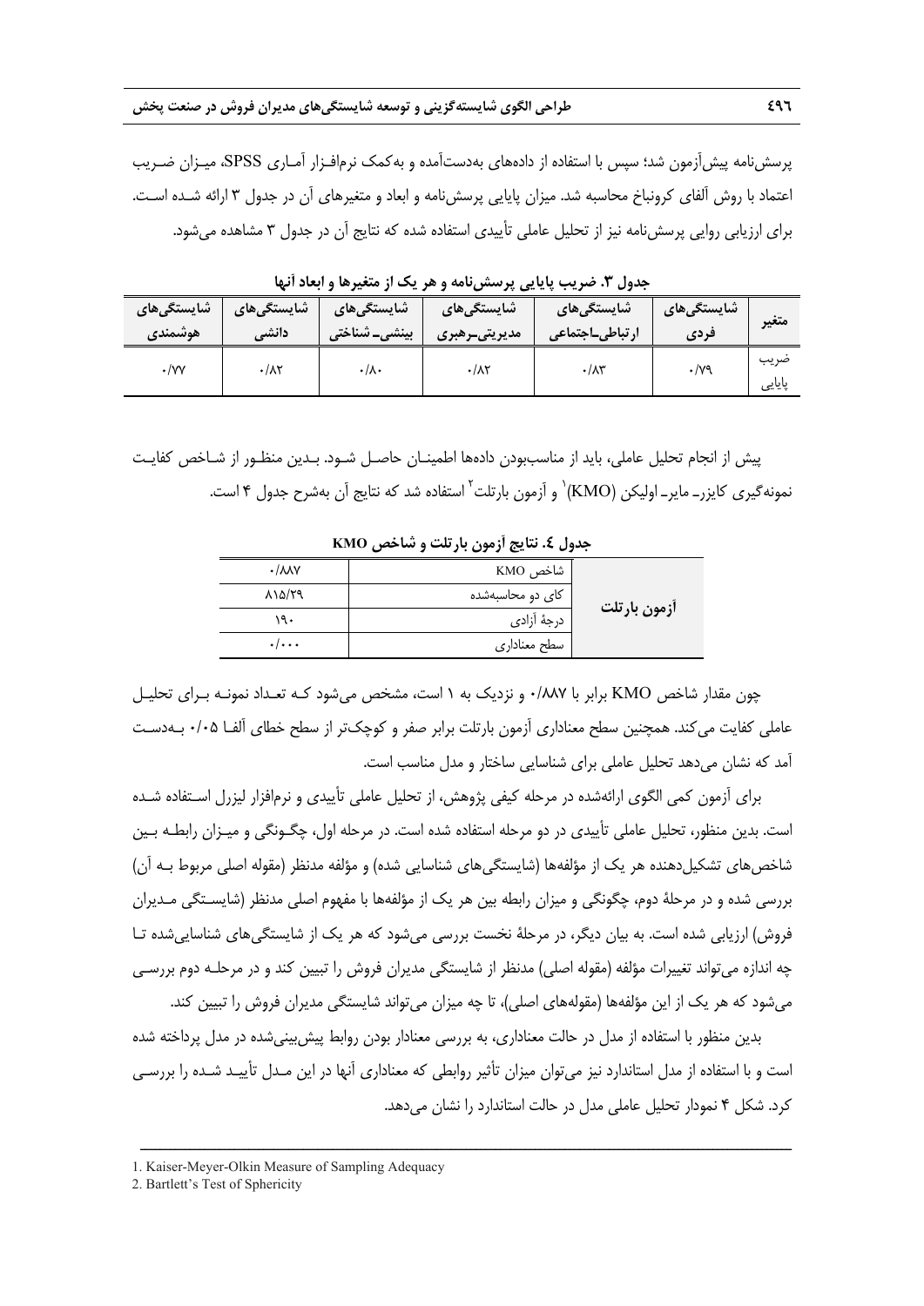پرسش‌نامه پیش‌آزمون شد؛ سپس با استفاده از داده‌های به‌دست‌آمده و به‌کمک نرم‌افزار آماری SPSS، میزان ضریب اعتماد با روش آلفای کرونباخ محاسبه شد. میزان پایایی پرسش‌نامه و ابعاد و متغیرهای آن در جدول ۳ ارائه شده است. برای ارزیابی روایی پرسش‌نامه نیز از تحلیل عاملی تأییدی استفاده شده که نتایج آن در جدول ۳ مشاهده می‌شود.

**جدول ۳. ضریب پایایی پرسش‌نامه و هر یک از متغیرها و ابعاد آنها**

| متغیر | شایستگی‌های فردی | شایستگی‌های ارتباطی-اجتماعی | شایستگی‌های مدیریتی-رهبری | شایستگی‌های بینشی- شناختی | شایستگی‌های دانشی | شایستگی‌های هوشمندی |
|---|---|---|---|---|---|---|
| ضریب پایایی | ۰/۷۹ | ۰/۸۳ | ۰/۸۲ | ۰/۸۰ | ۰/۸۲ | ۰/۷۷ |

پیش از انجام تحلیل عاملی، باید از مناسب‌بودن داده‌ها اطمینان حاصل شود. بدین منظور از شاخص کفایت نمونه‌گیری کایزر- مایر- اولیکن (KMO)[1] و آزمون بارتلت[2] استفاده شد که نتایج آن به‌شرح جدول ۴ است.

**جدول ٤. نتایج آزمون بارتلت و شاخص KMO**

| | | |
|---|---|---|
| | شاخص KMO | ۰/۸۸۷ |
| آزمون بارتلت | کای دو محاسبه‌شده | ۸۱۵/۲۹ |
| | درجهٔ آزادی | ۱۹۰ |
| | سطح معناداری | ۰/۰۰۰ |

چون مقدار شاخص KMO برابر با ۰/۸۸۷ و نزدیک به ۱ است، مشخص می‌شود که تعداد نمونه برای تحلیل عاملی کفایت می‌کند. همچنین سطح معناداری آزمون بارتلت برابر صفر و کوچک‌تر از سطح خطای آلفا ۰/۰۵ به‌دست آمد که نشان می‌دهد تحلیل عاملی برای شناسایی ساختار و مدل مناسب است.

برای آزمون کمی الگوی ارائه‌شده در مرحله کیفی پژوهش، از تحلیل عاملی تأییدی و نرم‌افزار لیزرل استفاده شده است. بدین منظور، تحلیل عاملی تأییدی در دو مرحله استفاده شده است. در مرحله اول، چگونگی و میزان رابطه بین شاخص‌های تشکیل‌دهنده هر یک از مؤلفه‌ها (شایستگی‌های شناسایی شده) و مؤلفه مدنظر (مقوله اصلی مربوط به آن) بررسی شده و در مرحلهٔ دوم، چگونگی و میزان رابطه بین هر یک از مؤلفه‌ها با مفهوم اصلی مدنظر (شایستگی مدیران فروش) ارزیابی شده است. به بیان دیگر، در مرحلهٔ نخست بررسی می‌شود که هر یک از شایستگی‌های شناسایی‌شده تا چه اندازه می‌تواند تغییرات مؤلفه (مقوله اصلی) مدنظر از شایستگی مدیران فروش را تبیین کند و در مرحله دوم بررسی می‌شود که هر یک از این مؤلفه‌ها (مقوله‌های اصلی)، تا چه میزان می‌تواند شایستگی مدیران فروش را تبیین کند.

بدین منظور با استفاده از مدل در حالت معناداری، به بررسی معنادار بودن روابط پیش‌بینی‌شده در مدل پرداخته شده است و با استفاده از مدل استاندارد نیز می‌توان میزان تأثیر روابطی که معناداری آنها در این مدل تأیید شده را بررسی کرد. شکل ۴ نمودار تحلیل عاملی مدل در حالت استاندارد را نشان می‌دهد.

---

1. Kaiser-Meyer-Olkin Measure of Sampling Adequacy
2. Bartlett's Test of Sphericity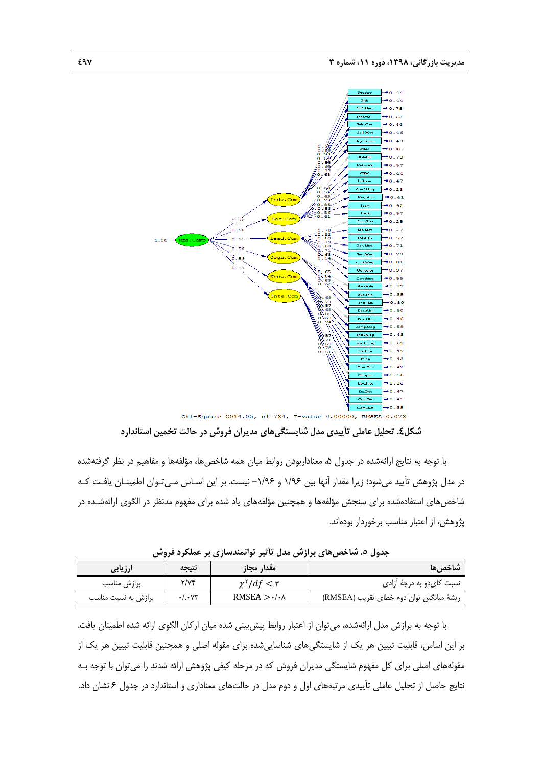Chi-Square=2014.05, df=734, P-value=0.00000, RMSEA=0.073

**شکل٤. تحلیل عاملی تأییدی مدل شایستگی‌های مدیران فروش در حالت تخمین استاندارد**

با توجه به نتایج ارائه‌شده در جدول ۵، معنادار‌بودن روابط میان همه شاخص‌ها، مؤلفه‌ها و مفاهیم در نظر گرفته‌شده در مدل پژوهش تأیید می‌شود؛ زیرا مقدار آنها بین ۱/۹۶ و ۱/۹۶- نیست. بر این اساس می‌توان اطمینان یافت که شاخص‌های استفاده‌شده برای سنجش مؤلفه‌ها و همچنین مؤلفه‌های یاد شده برای مفهوم مدنظر در الگوی ارائه‌شده در پژوهش، از اعتبار مناسب برخوردار بوده‌اند.

**جدول ۵. شاخص‌های برازش مدل تأثیر توانمندسازی بر عملکرد فروش**

| شاخص‌ها | مقدار مجاز | نتیجه | ارزیابی |
|---|---|---|---|
| نسبت کای‌دو به درجهٔ آزادی | $\chi^۲/df < ۳$ | ۲/۷۴ | برازش مناسب |
| ریشهٔ میانگین توان دوم خطای تقریب (RMSEA) | RMSEA > ۰/۰۸ | ۰/۰۷۳ | برازش به نسبت مناسب |

با توجه به برازش مدل ارائه‌شده، می‌توان از اعتبار روابط پیش‌بینی شده میان ارکان الگوی ارائه شده اطمینان یافت. بر این اساس، قابلیت تبیین هر یک از شایستگی‌های شناسایی‌شده برای مقوله اصلی و همچنین قابلیت تبیین هر یک از مقوله‌های اصلی برای کل مفهوم شایستگی مدیران فروش که در مرحله کیفی پژوهش ارائه شدند را می‌توان با توجه به نتایج حاصل از تحلیل عاملی تأییدی مرتبه‌های اول و دوم مدل در حالت‌های معناداری و استاندارد در جدول ۶ نشان داد.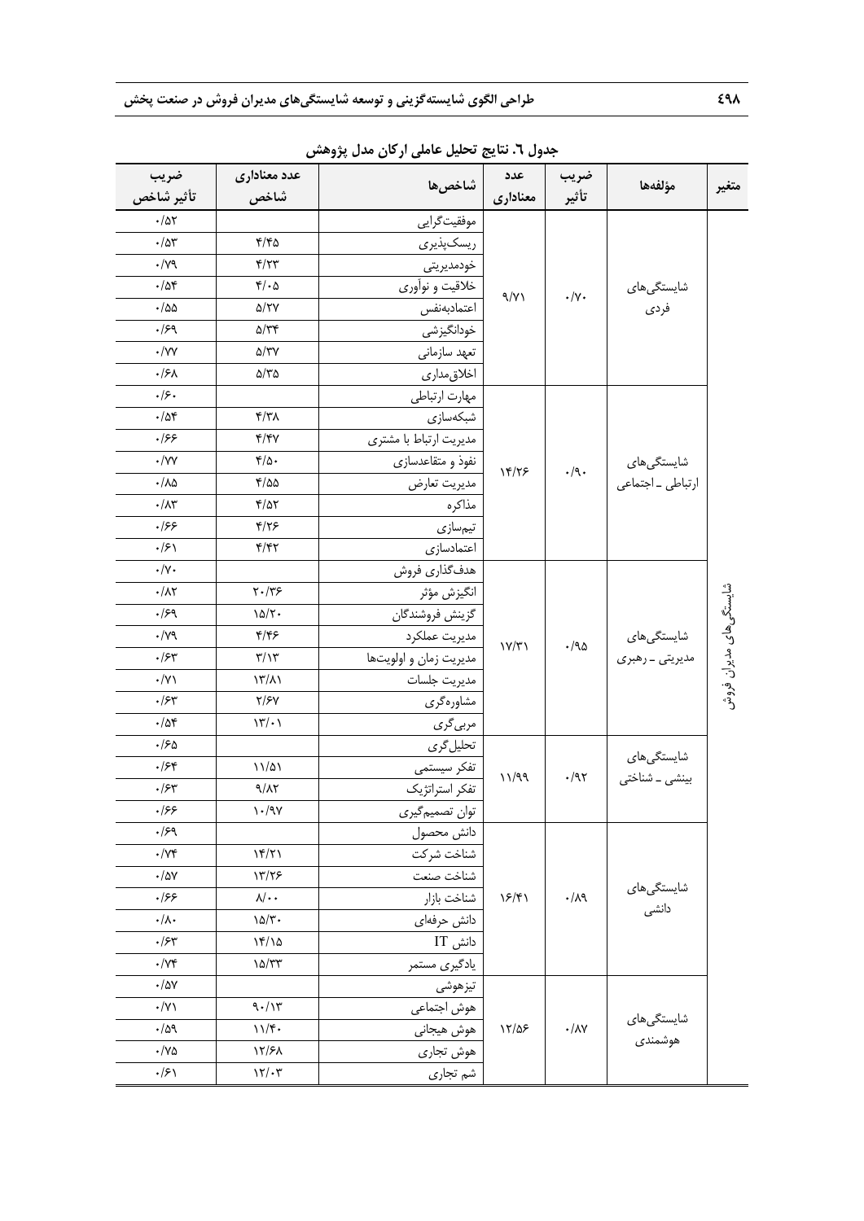جدول ٦. نتایج تحلیل عاملی ارکان مدل پژوهش

| متغیر | مؤلفه‌ها | ضریب تأثیر | عدد معناداری | شاخص‌ها | عدد معناداری شاخص | ضریب تأثیر شاخص |
|---|---|---|---|---|---|---|
| شایستگی‌های مدیران فروش | شایستگی‌های فردی | ۰/۷۰ | ۹/۷۱ | موفقیت‌گرایی | | ۰/۵۲ |
| | | | | ریسک‌پذیری | ۴/۴۵ | ۰/۵۳ |
| | | | | خودمدیریتی | ۴/۲۳ | ۰/۷۹ |
| | | | | خلاقیت و نوآوری | ۴/۰۵ | ۰/۵۴ |
| | | | | اعتمادبه‌نفس | ۵/۲۷ | ۰/۵۵ |
| | | | | خودانگیزشی | ۵/۳۴ | ۰/۶۹ |
| | | | | تعهد سازمانی | ۵/۳۷ | ۰/۷۷ |
| | | | | اخلاق‌مداری | ۵/۳۵ | ۰/۶۸ |
| | شایستگی‌های ارتباطی ـ اجتماعی | ۰/۹۰ | ۱۴/۲۶ | مهارت ارتباطی | | ۰/۶۰ |
| | | | | شبکه‌سازی | ۴/۳۸ | ۰/۵۴ |
| | | | | مدیریت ارتباط با مشتری | ۴/۴۷ | ۰/۶۶ |
| | | | | نفوذ و متقاعدسازی | ۴/۵۰ | ۰/۷۷ |
| | | | | مدیریت تعارض | ۴/۵۵ | ۰/۸۵ |
| | | | | مذاکره | ۴/۵۲ | ۰/۸۳ |
| | | | | تیم‌سازی | ۴/۲۶ | ۰/۶۶ |
| | | | | اعتمادسازی | ۴/۴۲ | ۰/۶۱ |
| | شایستگی‌های مدیریتی ـ رهبری | ۰/۹۵ | ۱۷/۳۱ | هدف‌گذاری فروش | | ۰/۷۰ |
| | | | | انگیزش مؤثر | ۲۰/۳۶ | ۰/۸۲ |
| | | | | گزینش فروشندگان | ۱۵/۲۰ | ۰/۶۹ |
| | | | | مدیریت عملکرد | ۴/۴۶ | ۰/۷۹ |
| | | | | مدیریت زمان و اولویت‌ها | ۳/۱۳ | ۰/۶۳ |
| | | | | مدیریت جلسات | ۱۳/۸۱ | ۰/۷۱ |
| | | | | مشاوره‌گری | ۲/۶۷ | ۰/۶۳ |
| | | | | مربی‌گری | ۱۳/۰۱ | ۰/۵۴ |
| | شایستگی‌های بینشی ـ شناختی | ۰/۹۲ | ۱۱/۹۹ | تحلیل‌گری | | ۰/۶۵ |
| | | | | تفکر سیستمی | ۱۱/۵۱ | ۰/۶۴ |
| | | | | تفکر استراتژیک | ۹/۸۲ | ۰/۶۳ |
| | | | | توان تصمیم‌گیری | ۱۰/۹۷ | ۰/۶۶ |
| | شایستگی‌های دانشی | ۰/۸۹ | ۱۶/۴۱ | دانش محصول | | ۰/۶۹ |
| | | | | شناخت شرکت | ۱۴/۲۱ | ۰/۷۴ |
| | | | | شناخت صنعت | ۱۳/۲۶ | ۰/۵۷ |
| | | | | شناخت بازار | ۸/۰۰ | ۰/۶۶ |
| | | | | دانش حرفه‌ای | ۱۵/۳۰ | ۰/۸۰ |
| | | | | دانش IT | ۱۴/۱۵ | ۰/۶۳ |
| | | | | یادگیری مستمر | ۱۵/۳۳ | ۰/۷۴ |
| | شایستگی‌های هوشمندی | ۰/۸۷ | ۱۲/۵۶ | تیزهوشی | | ۰/۵۷ |
| | | | | هوش اجتماعی | ۹۰/۱۳ | ۰/۷۱ |
| | | | | هوش هیجانی | ۱۱/۴۰ | ۰/۵۹ |
| | | | | هوش تجاری | ۱۲/۶۸ | ۰/۷۵ |
| | | | | شم تجاری | ۱۲/۰۳ | ۰/۶۱ |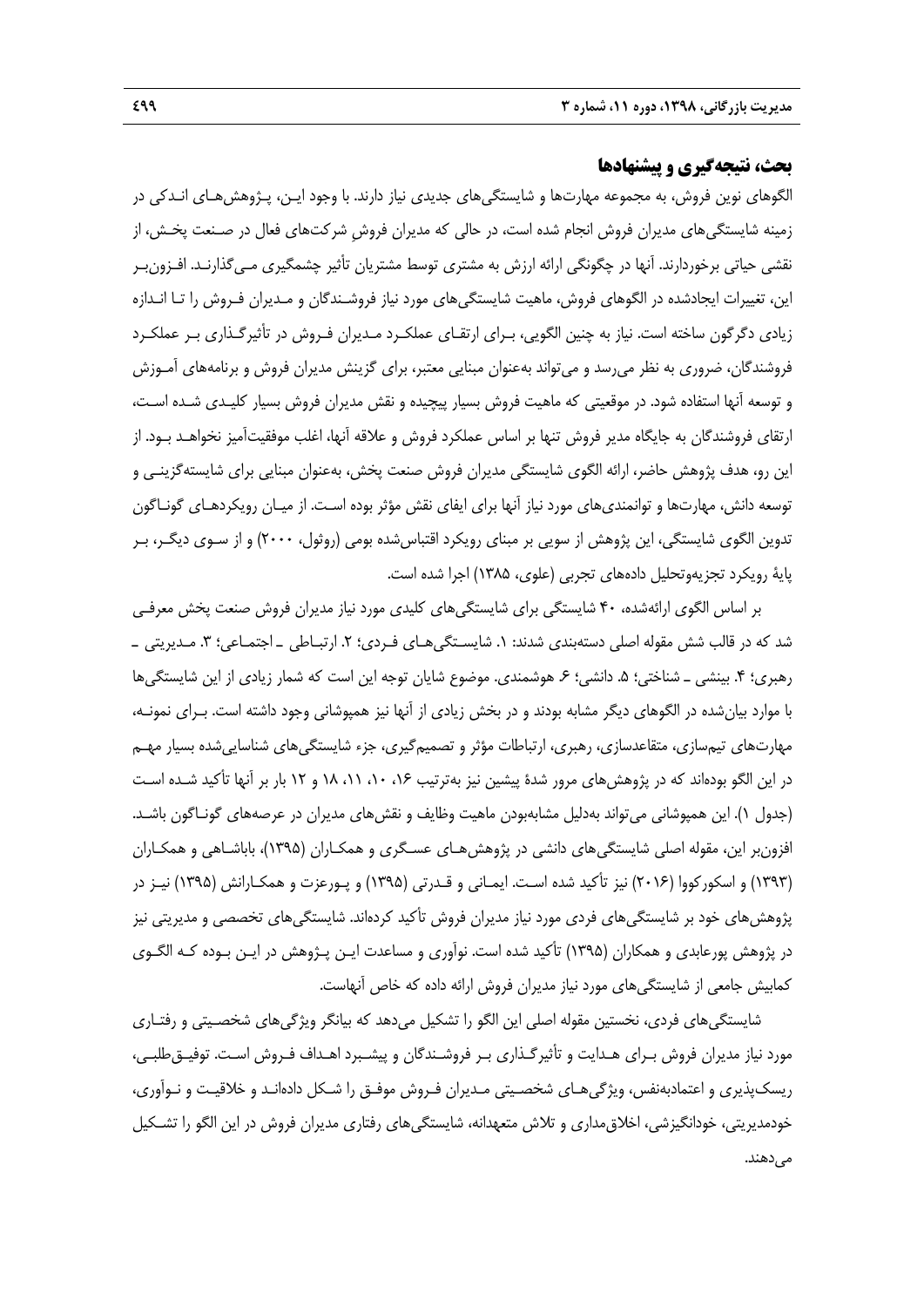## بحث، نتیجه‌گیری و پیشنهادها

الگوهای نوین فروش، به مجموعه مهارت‌ها و شایستگی‌های جدیدی نیاز دارند. با وجود ایـن، پـژوهش‌هـای انـدکی در زمینه شایستگی‌های مدیران فروش انجام شده است، در حالی که مدیران فروشِ شرکت‌های فعال در صـنعت پخـش، از نقشی حیاتی برخوردارند. آنها در چگونگی ارائه ارزش به مشتری توسط مشتریان تأثیر چشمگیری مـی‌گذارنـد. افـزون‌بـر این، تغییرات ایجادشده در الگوهای فروش، ماهیت شایستگی‌های مورد نیاز فروشـندگان و مـدیران فـروش را تـا انـدازه زیادی دگرگون ساخته است. نیاز به چنین الگویی، بـرای ارتقـای عملکـرد مـدیران فـروش در تأثیرگـذاری بـر عملکـرد فروشندگان، ضروری به نظر می‌رسد و می‌تواند به‌عنوان مبنایی معتبر، برای گزینش مدیران فروش و برنامه‌های آمـوزش و توسعه آنها استفاده شود. در موقعیتی که ماهیت فروش بسیار پیچیده و نقش مدیران فروش بسیار کلیـدی شـده اسـت، ارتقای فروشندگان به جایگاه مدیر فروش تنها بر اساس عملکرد فروش و علاقه آنها، اغلب موفقیت‌آمیز نخواهـد بـود. از این رو، هدف پژوهش حاضر، ارائه الگوی شایستگی مدیران فروش صنعت پخش، به‌عنوان مبنایی برای شایسته‌گزینـی و توسعه دانش، مهارت‌ها و توانمندی‌های مورد نیاز آنها برای ایفای نقش مؤثر بوده اسـت. از میـان رویکردهـای گونـاگون تدوین الگوی شایستگی، این پژوهش از سویی بر مبنای رویکرد اقتباس‌شده بومی (روثول، ۲۰۰۰) و از سـوی دیگـر، بـر پایهٔ رویکرد تجزیه‌وتحلیل داده‌های تجربی (علوی، ۱۳۸۵) اجرا شده است.

بر اساس الگوی ارائه‌شده، ۴۰ شایستگی برای شایستگی‌های کلیدی مورد نیاز مدیران فروش صنعت پخش معرفـی شد که در قالب شش مقوله اصلی دسته‌بندی شدند: ۱. شایسـتگی‌هـای فـردی؛ ۲. ارتبـاطی ـ اجتمـاعی؛ ۳. مـدیریتی ـ رهبری؛ ۴. بینشی ـ شناختی؛ ۵. دانشی؛ ۶. هوشمندی. موضوع شایان توجه این است که شمار زیادی از این شایستگی‌ها با موارد بیان‌شده در الگوهای دیگر مشابه بودند و در بخش زیادی از آنها نیز همپوشانی وجود داشته است. بـرای نمونـه، مهارت‌های تیم‌سازی، متقاعدسازی، رهبری، ارتباطات مؤثر و تصمیم‌گیری، جزء شایستگی‌های شناسایی‌شده بسیار مهـم در این الگو بوده‌اند که در پژوهش‌های مرور شدهٔ پیشین نیز به‌ترتیب ۱۶، ۱۰، ۱۱، ۱۸ و ۱۲ بار بر آنها تأکید شـده اسـت (جدول ۱). این همپوشانی می‌تواند به‌دلیل مشابه‌بودن ماهیت وظایف و نقش‌های مدیران در عرصه‌های گونـاگون باشـد. افزون‌بر این، مقوله اصلی شایستگی‌های دانشی در پژوهش‌هـای عسـگری و همکـاران (۱۳۹۵)، باباشـاهی و همکـاران (۱۳۹۳) و اسکورکووا (۲۰۱۶) نیز تأکید شده اسـت. ایمـانی و قـدرتی (۱۳۹۵) و پـورعزت و همکـارانش (۱۳۹۵) نیـز در پژوهش‌های خود بر شایستگی‌های فردی مورد نیاز مدیران فروش تأکید کرده‌اند. شایستگی‌های تخصصی و مدیریتی نیز در پژوهش پورعابدی و همکاران (۱۳۹۵) تأکید شده است. نوآوری و مساعدت ایـن پـژوهش در ایـن بـوده کـه الگـوی کمابیش جامعی از شایستگی‌های مورد نیاز مدیران فروش ارائه داده که خاص آنهاست.

شایستگی‌های فردی، نخستین مقوله اصلی این الگو را تشکیل می‌دهد که بیانگر ویژگی‌های شخصـیتی و رفتـاری مورد نیاز مدیران فروش بـرای هـدایت و تأثیرگـذاری بـر فروشـندگان و پیشـبرد اهـداف فـروش اسـت. توفیـق‌طلبـی، ریسک‌پذیری و اعتمادبه‌نفس، ویژگی‌هـای شخصـیتی مـدیران فـروش موفـق را شـکل داده‌انـد و خلاقیـت و نـوآوری، خودمدیریتی، خودانگیزشی، اخلاق‌مداری و تلاش متعهدانه، شایستگی‌های رفتاری مدیران فروش در این الگو را تشـکیل می‌دهند.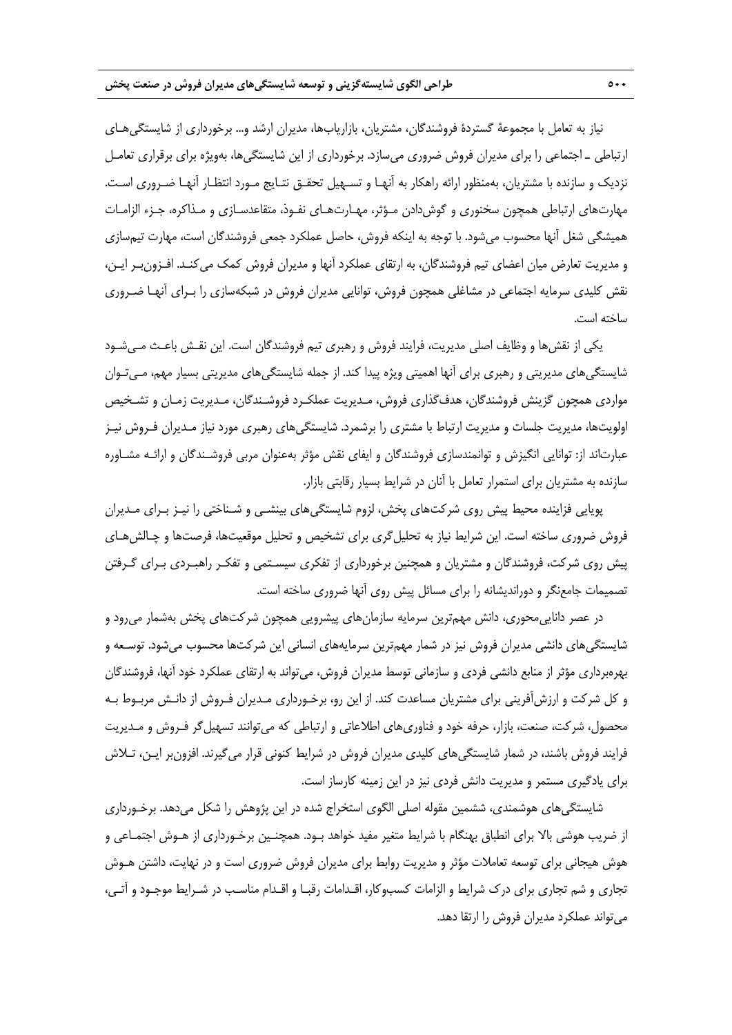نیاز به تعامل با مجموعهٔ گستردهٔ فروشندگان، مشتریان، بازاریاب‌ها، مدیران ارشد و... برخورداری از شایستگی‌های ارتباطی ـ اجتماعی را برای مدیران فروش ضروری می‌سازد. برخورداری از این شایستگی‌ها، به‌ویژه برای برقراری تعامل نزدیک و سازنده با مشتریان، به‌منظور ارائه راهکار به آنها و تسهیل تحقق نتایج مورد انتظار آنها ضروری است. مهارت‌های ارتباطی همچون سخنوری و گوش‌دادن مؤثر، مهارت‌های نفوذ، متقاعدسازی و مذاکره، جزء الزامات همیشگی شغل آنها محسوب می‌شود. با توجه به اینکه فروش، حاصل عملکرد جمعی فروشندگان است، مهارت تیم‌سازی و مدیریت تعارض میان اعضای تیم فروشندگان، به ارتقای عملکرد آنها و مدیران فروش کمک می‌کند. افزون‌بر این، نقش کلیدی سرمایه اجتماعی در مشاغلی همچون فروش، توانایی مدیران فروش در شبکه‌سازی را برای آنها ضروری ساخته است.

یکی از نقش‌ها و وظایف اصلی مدیریت، فرایند فروش و رهبری تیم فروشندگان است. این نقش باعث می‌شود شایستگی‌های مدیریتی و رهبری برای آنها اهمیتی ویژه پیدا کند. از جمله شایستگی‌های مدیریتی بسیار مهم، می‌توان مواردی همچون گزینش فروشندگان، هدف‌گذاری فروش، مدیریت عملکرد فروشندگان، مدیریت زمان و تشخیص اولویت‌ها، مدیریت جلسات و مدیریت ارتباط با مشتری را برشمرد. شایستگی‌های رهبری مورد نیاز مدیران فروش نیز عبارت‌اند از: توانایی انگیزش و توانمندسازی فروشندگان و ایفای نقش مؤثر به‌عنوان مربی فروشندگان و ارائه مشاوره سازنده به مشتریان برای استمرار تعامل با آنان در شرایط بسیار رقابتی بازار.

پویایی فزاینده محیط پیش روی شرکت‌های پخش، لزوم شایستگی‌های بینشی و شناختی را نیز برای مدیران فروش ضروری ساخته است. این شرایط نیاز به تحلیل‌گری برای تشخیص و تحلیل موقعیت‌ها، فرصت‌ها و چالش‌های پیش روی شرکت، فروشندگان و مشتریان و همچنین برخورداری از تفکری سیستمی و تفکر راهبردی برای گرفتن تصمیمات جامع‌نگر و دوراندیشانه را برای مسائل پیش روی آنها ضروری ساخته است.

در عصر دانایی‌محوری، دانش مهم‌ترین سرمایه سازمان‌های پیشرویی همچون شرکت‌های پخش به‌شمار می‌رود و شایستگی‌های دانشی مدیران فروش نیز در شمار مهم‌ترین سرمایه‌های انسانی این شرکت‌ها محسوب می‌شود. توسعه و بهره‌برداری مؤثر از منابع دانشی فردی و سازمانی توسط مدیران فروش، می‌تواند به ارتقای عملکرد خود آنها، فروشندگان و کل شرکت و ارزش‌آفرینی برای مشتریان مساعدت کند. از این رو، برخورداری مدیران فروش از دانش مربوط به محصول، شرکت، صنعت، بازار، حرفه خود و فناوری‌های اطلاعاتی و ارتباطی که می‌توانند تسهیل‌گر فروش و مدیریت فرایند فروش باشند، در شمار شایستگی‌های کلیدی مدیران فروش در شرایط کنونی قرار می‌گیرند. افزون‌بر این، تلاش برای یادگیری مستمر و مدیریت دانش فردی نیز در این زمینه کارساز است.

شایستگی‌های هوشمندی، ششمین مقوله اصلی الگوی استخراج شده در این پژوهش را شکل می‌دهد. برخورداری از ضریب هوشی بالا برای انطباق بهنگام با شرایط متغیر مفید خواهد بود. همچنین برخورداری از هوش اجتماعی و هوش هیجانی برای توسعه تعاملات مؤثر و مدیریت روابط برای مدیران فروش ضروری است و در نهایت، داشتن هوش تجاری و شم تجاری برای درک شرایط و الزامات کسب‌وکار، اقدامات رقبا و اقدام مناسب در شرایط موجود و آتی، می‌تواند عملکرد مدیران فروش را ارتقا دهد.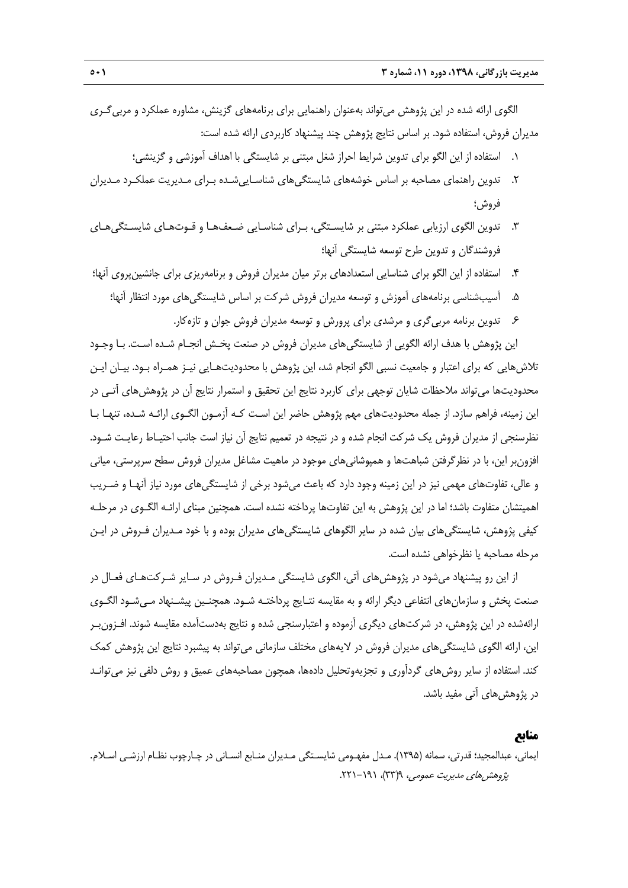الگوی ارائه شده در این پژوهش می‌تواند به‌عنوان راهنمایی برای برنامه‌های گزینش، مشاوره عملکرد و مربی‌گری مدیران فروش، استفاده شود. بر اساس نتایج پژوهش چند پیشنهاد کاربردی ارائه شده است:

۱. استفاده از این الگو برای تدوین شرایط احراز شغل مبتنی بر شایستگی با اهداف آموزشی و گزینشی؛
۲. تدوین راهنمای مصاحبه بر اساس خوشه‌های شایستگی‌های شناسایی‌شده برای مدیریت عملکرد مدیران فروش؛
۳. تدوین الگوی ارزیابی عملکرد مبتنی بر شایستگی، برای شناسایی ضعف‌ها و قوت‌های شایستگی‌های فروشندگان و تدوین طرح توسعه شایستگی آنها؛
۴. استفاده از این الگو برای شناسایی استعدادهای برتر میان مدیران فروش و برنامه‌ریزی برای جانشین‌پروی آنها؛
۵. آسیب‌شناسی برنامه‌های آموزش و توسعه مدیران فروش شرکت بر اساس شایستگی‌های مورد انتظار آنها؛
۶. تدوین برنامه مربی‌گری و مرشدی برای پرورش و توسعه مدیران فروش جوان و تازه‌کار.

این پژوهش با هدف ارائه الگویی از شایستگی‌های مدیران فروش در صنعت پخش انجام شده است. با وجود تلاش‌هایی که برای اعتبار و جامعیت نسبی الگو انجام شد، این پژوهش با محدودیت‌هایی نیز همراه بود. بیان این محدودیت‌ها می‌تواند ملاحظات شایان توجهی برای کاربرد نتایج این تحقیق و استمرار نتایج آن در پژوهش‌های آتی در این زمینه، فراهم سازد. از جمله محدودیت‌های مهم پژوهش حاضر این است که آزمون الگوی ارائه شده، تنها با نظرسنجی از مدیران فروش یک شرکت انجام شده و در نتیجه در تعمیم نتایج آن نیاز است جانب احتیاط رعایت شود. افزون‌بر این، با در نظرگرفتن شباهت‌ها و همپوشانی‌های موجود در ماهیت مشاغل مدیران فروش سطح سرپرستی، میانی و عالی، تفاوت‌های مهمی نیز در این زمینه وجود دارد که باعث می‌شود برخی از شایستگی‌های مورد نیاز آنها و ضریب اهمیتشان متفاوت باشد؛ اما در این پژوهش به این تفاوت‌ها پرداخته نشده است. همچنین مبنای ارائه الگوی در مرحله کیفی پژوهش، شایستگی‌های بیان شده در سایر الگوهای شایستگی‌های مدیران بوده و با خود مدیران فروش در این مرحله مصاحبه یا نظرخواهی نشده است.

از این رو پیشنهاد می‌شود در پژوهش‌های آتی، الگوی شایستگی مدیران فروش در سایر شرکت‌های فعال در صنعت پخش و سازمان‌های انتفاعی دیگر ارائه و به مقایسه نتایج پرداخته شود. همچنین پیشنهاد می‌شود الگوی ارائه‌شده در این پژوهش، در شرکت‌های دیگری آزموده و اعتبارسنجی شده و نتایج به‌دست‌آمده مقایسه شوند. افزون‌بر این، ارائه الگوی شایستگی‌های مدیران فروش در لایه‌های مختلف سازمانی می‌تواند به پیشبرد نتایج این پژوهش کمک کند. استفاده از سایر روش‌های گردآوری و تجزیه‌وتحلیل داده‌ها، همچون مصاحبه‌های عمیق و روش دلفی نیز می‌تواند در پژوهش‌های آتی مفید باشد.

## منابع

ایمانی، عبدالمجید؛ قدرتی، سمانه (۱۳۹۵). مدل مفهومی شایستگی مدیران منابع انسانی در چارچوب نظام ارزشی اسلام. *پژوهش‌های مدیریت عمومی*، ۹(۳۳)، ۱۹۱-۲۲۱.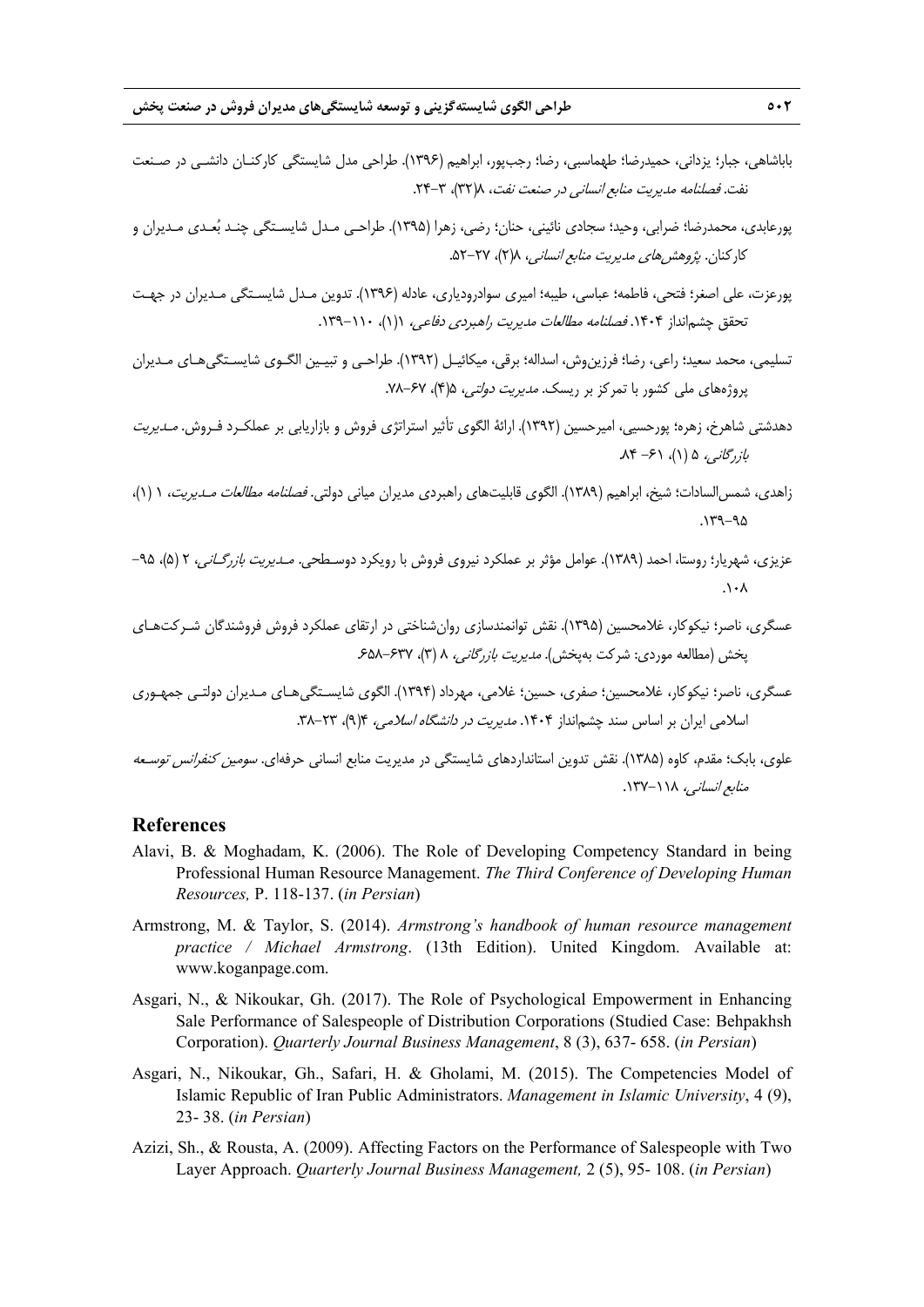باباشاهی، جبار؛ یزدانی، حمیدرضا؛ طهماسبی، رضا؛ رجب‌پور، ابراهیم (۱۳۹۶). طراحی مدل شایستگی کارکنان دانشی در صنعت نفت. *فصلنامه مدیریت منابع انسانی در صنعت نفت*، ۸(۳۲)، ۳-۲۴.

پورعابدی، محمدرضا؛ ضرابی، وحید؛ سجادی نائینی، حنان؛ رضی، زهرا (۱۳۹۵). طراحی مدل شایستگی چند بُعدی مدیران و کارکنان. *پژوهش‌های مدیریت منابع انسانی*، ۸(۲)، ۲۷-۵۲.

پورعزت، علی اصغر؛ فتحی، فاطمه؛ عباسی، طیبه؛ امیری سوادرودباری، عادله (۱۳۹۶). تدوین مدل شایستگی مدیران در جهت تحقق چشم‌انداز ۱۴۰۴. *فصلنامه مطالعات مدیریت راهبردی دفاعی*، ۱(۱)، ۱۱۰-۱۳۹.

تسلیمی، محمد سعید؛ راعی، رضا؛ فرزین‌وش، اسداله؛ برقی، میکائیل (۱۳۹۲). طراحی و تبیین الگوی شایستگی‌های مدیران پروژه‌های ملی کشور با تمرکز بر ریسک. *مدیریت دولتی*، ۵(۴)، ۶۷-۷۸.

دهدشتی شاهرخ، زهره؛ پورحسیی، امیرحسین (۱۳۹۲). ارائهٔ الگوی تأثیر استراتژی فروش و بازاریابی بر عملکرد فروش. *مدیریت بازرگانی*، ۵ (۱)، ۶۱- ۸۴.

زاهدی، شمس‌السادات؛ شیخ، ابراهیم (۱۳۸۹). الگوی قابلیت‌های راهبردی مدیران میانی دولتی. *فصلنامه مطالعات مدیریت*، ۱ (۱)، ۹۵-۱۳۹.

عزیزی، شهریار؛ روستا، احمد (۱۳۸۹). عوامل مؤثر بر عملکرد نیروی فروش با رویکرد دوسطحی. *مدیریت بازرگانی*، ۲ (۵)، ۹۵- ۱۰۸.

عسگری، ناصر؛ نیکوکار، غلامحسین (۱۳۹۵). نقش توانمندسازی روان‌شناختی در ارتقای عملکرد فروش فروشندگان شرکت‌های پخش (مطالعه موردی: شرکت به‌پخش). *مدیریت بازرگانی*، ۸ (۳)، ۶۳۷-۶۵۸.

عسگری، ناصر؛ نیکوکار، غلامحسین؛ صفری، حسین؛ غلامی، مهرداد (۱۳۹۴). الگوی شایستگی‌های مدیران دولتی جمهوری اسلامی ایران بر اساس سند چشم‌انداز ۱۴۰۴. *مدیریت در دانشگاه اسلامی*، ۴(۹)، ۲۳-۳۸.

علوی، بابک؛ مقدم، کاوه (۱۳۸۵). نقش تدوین استانداردهای شایستگی در مدیریت منابع انسانی حرفه‌ای. *سومین کنفرانس توسعه منابع انسانی*، ۱۱۸-۱۳۷.

## References

Alavi, B. & Moghadam, K. (2006). The Role of Developing Competency Standard in being Professional Human Resource Management. *The Third Conference of Developing Human Resources,* P. 118-137. (*in Persian*)

Armstrong, M. & Taylor, S. (2014). *Armstrong's handbook of human resource management practice / Michael Armstrong*. (13th Edition). United Kingdom. Available at: www.koganpage.com.

Asgari, N., & Nikoukar, Gh. (2017). The Role of Psychological Empowerment in Enhancing Sale Performance of Salespeople of Distribution Corporations (Studied Case: Behpakhsh Corporation). *Quarterly Journal Business Management*, 8 (3), 637- 658. (*in Persian*)

Asgari, N., Nikoukar, Gh., Safari, H. & Gholami, M. (2015). The Competencies Model of Islamic Republic of Iran Public Administrators. *Management in Islamic University*, 4 (9), 23- 38. (*in Persian*)

Azizi, Sh., & Rousta, A. (2009). Affecting Factors on the Performance of Salespeople with Two Layer Approach. *Quarterly Journal Business Management,* 2 (5), 95- 108. (*in Persian*)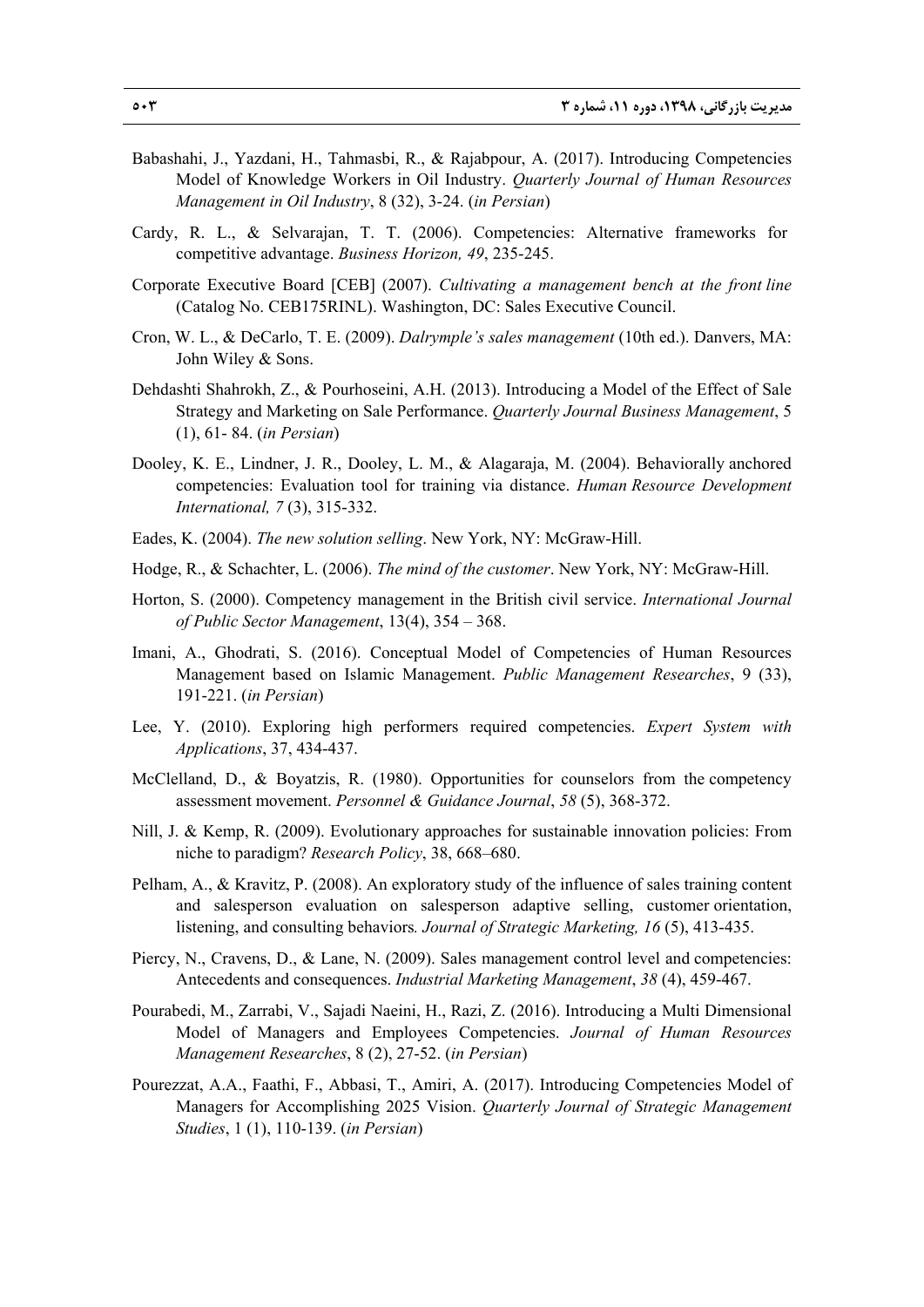Babashahi, J., Yazdani, H., Tahmasbi, R., & Rajabpour, A. (2017). Introducing Competencies Model of Knowledge Workers in Oil Industry. *Quarterly Journal of Human Resources Management in Oil Industry*, 8 (32), 3-24. (*in Persian*)

Cardy, R. L., & Selvarajan, T. T. (2006). Competencies: Alternative frameworks for competitive advantage. *Business Horizon, 49*, 235-245.

Corporate Executive Board [CEB] (2007). *Cultivating a management bench at the front line* (Catalog No. CEB175RINL). Washington, DC: Sales Executive Council.

Cron, W. L., & DeCarlo, T. E. (2009). *Dalrymple's sales management* (10th ed.). Danvers, MA: John Wiley & Sons.

Dehdashti Shahrokh, Z., & Pourhoseini, A.H. (2013). Introducing a Model of the Effect of Sale Strategy and Marketing on Sale Performance. *Quarterly Journal Business Management*, 5 (1), 61- 84. (*in Persian*)

Dooley, K. E., Lindner, J. R., Dooley, L. M., & Alagaraja, M. (2004). Behaviorally anchored competencies: Evaluation tool for training via distance. *Human Resource Development International, 7* (3), 315-332.

Eades, K. (2004). *The new solution selling*. New York, NY: McGraw-Hill.

Hodge, R., & Schachter, L. (2006). *The mind of the customer*. New York, NY: McGraw-Hill.

Horton, S. (2000). Competency management in the British civil service. *International Journal of Public Sector Management*, 13(4), 354 – 368.

Imani, A., Ghodrati, S. (2016). Conceptual Model of Competencies of Human Resources Management based on Islamic Management. *Public Management Researches*, 9 (33), 191-221. (*in Persian*)

Lee, Y. (2010). Exploring high performers required competencies. *Expert System with Applications*, 37, 434-437.

McClelland, D., & Boyatzis, R. (1980). Opportunities for counselors from the competency assessment movement. *Personnel & Guidance Journal*, *58* (5), 368-372.

Nill, J. & Kemp, R. (2009). Evolutionary approaches for sustainable innovation policies: From niche to paradigm? *Research Policy*, 38, 668–680.

Pelham, A., & Kravitz, P. (2008). An exploratory study of the influence of sales training content and salesperson evaluation on salesperson adaptive selling, customer orientation, listening, and consulting behaviors*. Journal of Strategic Marketing, 16* (5), 413-435.

Piercy, N., Cravens, D., & Lane, N. (2009). Sales management control level and competencies: Antecedents and consequences. *Industrial Marketing Management*, *38* (4), 459-467.

Pourabedi, M., Zarrabi, V., Sajadi Naeini, H., Razi, Z. (2016). Introducing a Multi Dimensional Model of Managers and Employees Competencies. *Journal of Human Resources Management Researches*, 8 (2), 27-52. (*in Persian*)

Pourezzat, A.A., Faathi, F., Abbasi, T., Amiri, A. (2017). Introducing Competencies Model of Managers for Accomplishing 2025 Vision. *Quarterly Journal of Strategic Management Studies*, 1 (1), 110-139. (*in Persian*)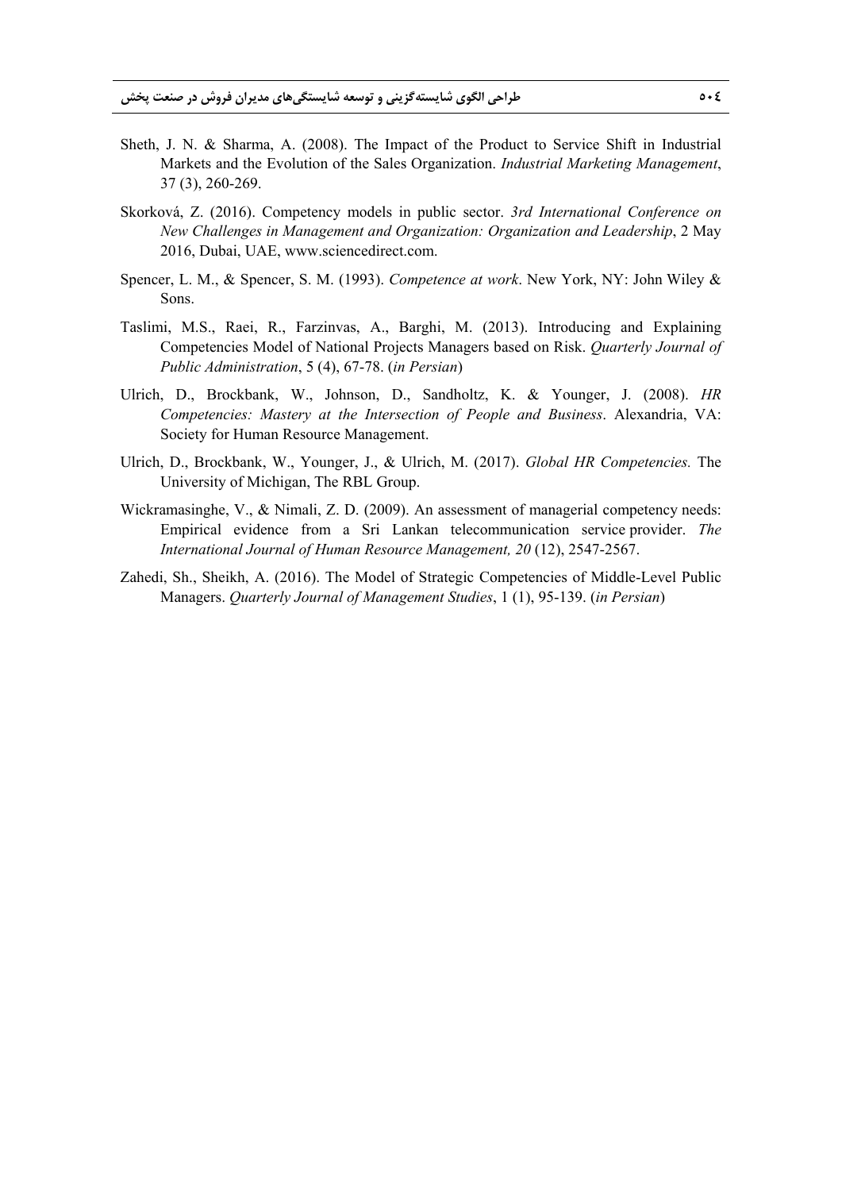Sheth, J. N. & Sharma, A. (2008). The Impact of the Product to Service Shift in Industrial Markets and the Evolution of the Sales Organization. *Industrial Marketing Management*, 37 (3), 260-269.

Skorková, Z. (2016). Competency models in public sector. *3rd International Conference on New Challenges in Management and Organization: Organization and Leadership*, 2 May 2016, Dubai, UAE, www.sciencedirect.com.

Spencer, L. M., & Spencer, S. M. (1993). *Competence at work*. New York, NY: John Wiley & Sons.

Taslimi, M.S., Raei, R., Farzinvas, A., Barghi, M. (2013). Introducing and Explaining Competencies Model of National Projects Managers based on Risk. *Quarterly Journal of Public Administration*, 5 (4), 67-78. (*in Persian*)

Ulrich, D., Brockbank, W., Johnson, D., Sandholtz, K. & Younger, J. (2008). *HR Competencies: Mastery at the Intersection of People and Business*. Alexandria, VA: Society for Human Resource Management.

Ulrich, D., Brockbank, W., Younger, J., & Ulrich, M. (2017). *Global HR Competencies.* The University of Michigan, The RBL Group.

Wickramasinghe, V., & Nimali, Z. D. (2009). An assessment of managerial competency needs: Empirical evidence from a Sri Lankan telecommunication service provider. *The International Journal of Human Resource Management, 20* (12), 2547-2567.

Zahedi, Sh., Sheikh, A. (2016). The Model of Strategic Competencies of Middle-Level Public Managers. *Quarterly Journal of Management Studies*, 1 (1), 95-139. (*in Persian*)